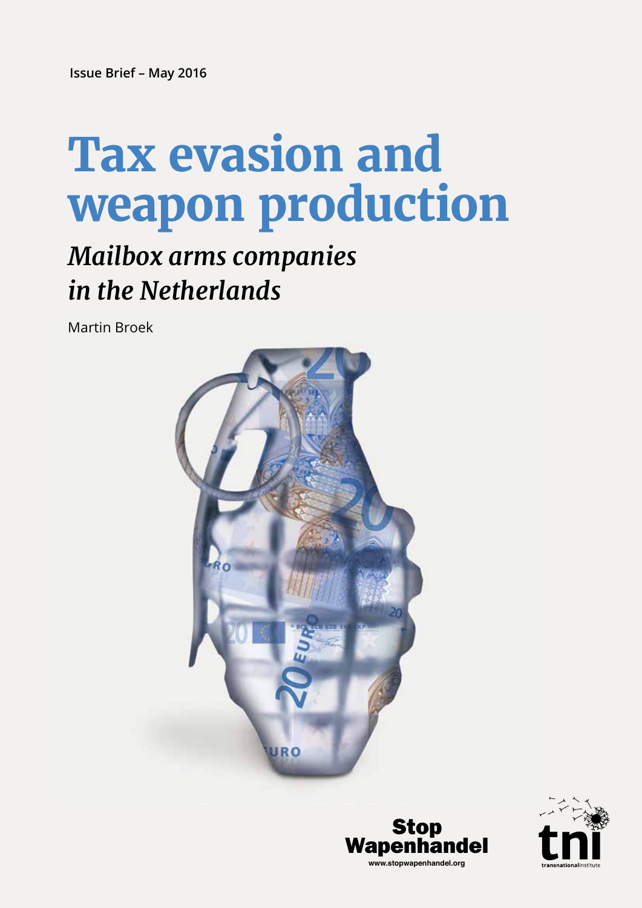Issue Brief – May 2016

# Tax evasion and weapon production

## *Mailbox arms companies in the Netherlands*

Martin Broek

Stop Wapenhandel
www.stopwapenhandel.org

tni
transnationalinstitute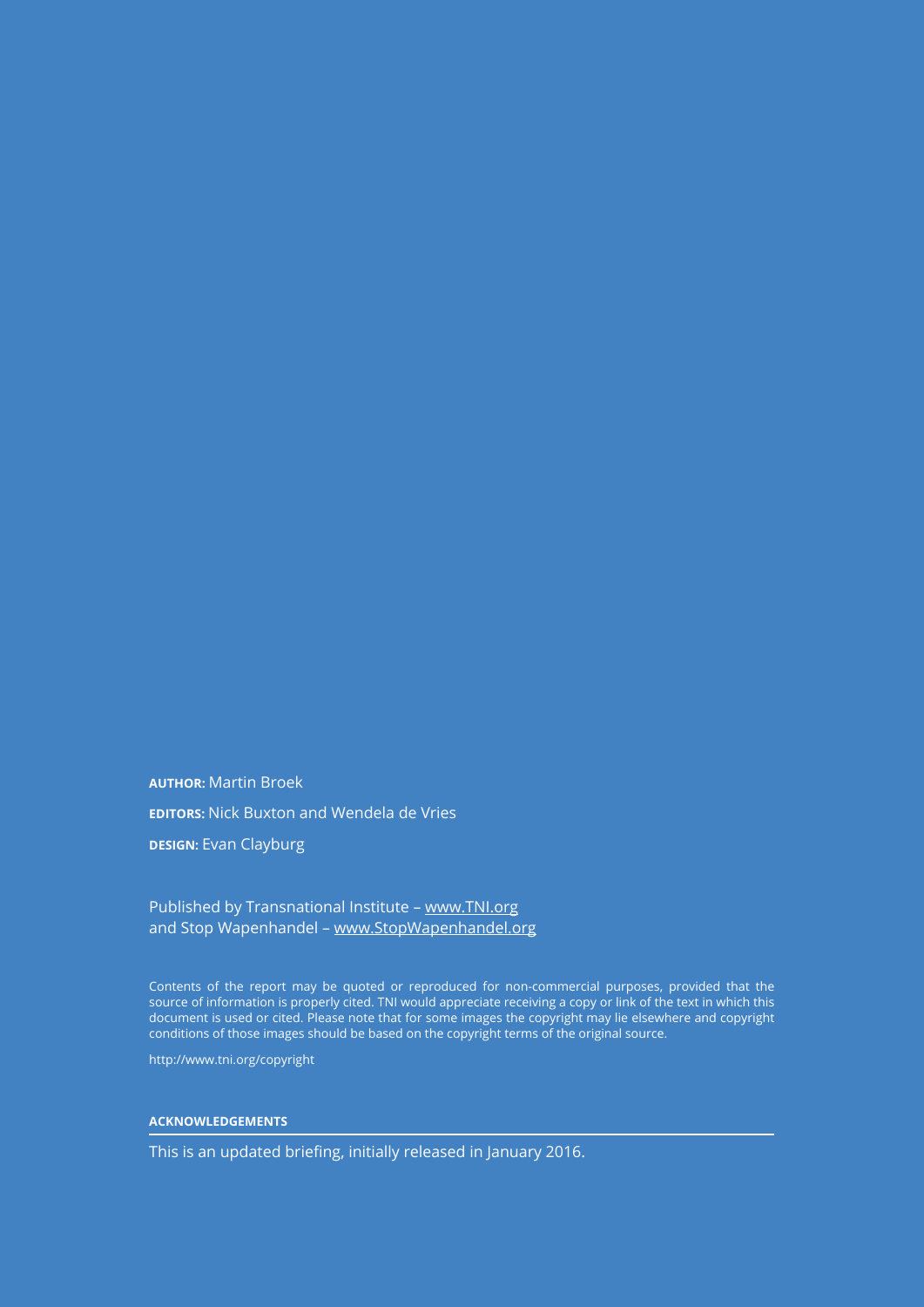**AUTHOR:** Martin Broek

**EDITORS:** Nick Buxton and Wendela de Vries

**DESIGN:** Evan Clayburg

Published by Transnational Institute – www.TNI.org
and Stop Wapenhandel – www.StopWapenhandel.org

Contents of the report may be quoted or reproduced for non-commercial purposes, provided that the source of information is properly cited. TNI would appreciate receiving a copy or link of the text in which this document is used or cited. Please note that for some images the copyright may lie elsewhere and copyright conditions of those images should be based on the copyright terms of the original source.

http://www.tni.org/copyright

**ACKNOWLEDGEMENTS**

This is an updated briefing, initially released in January 2016.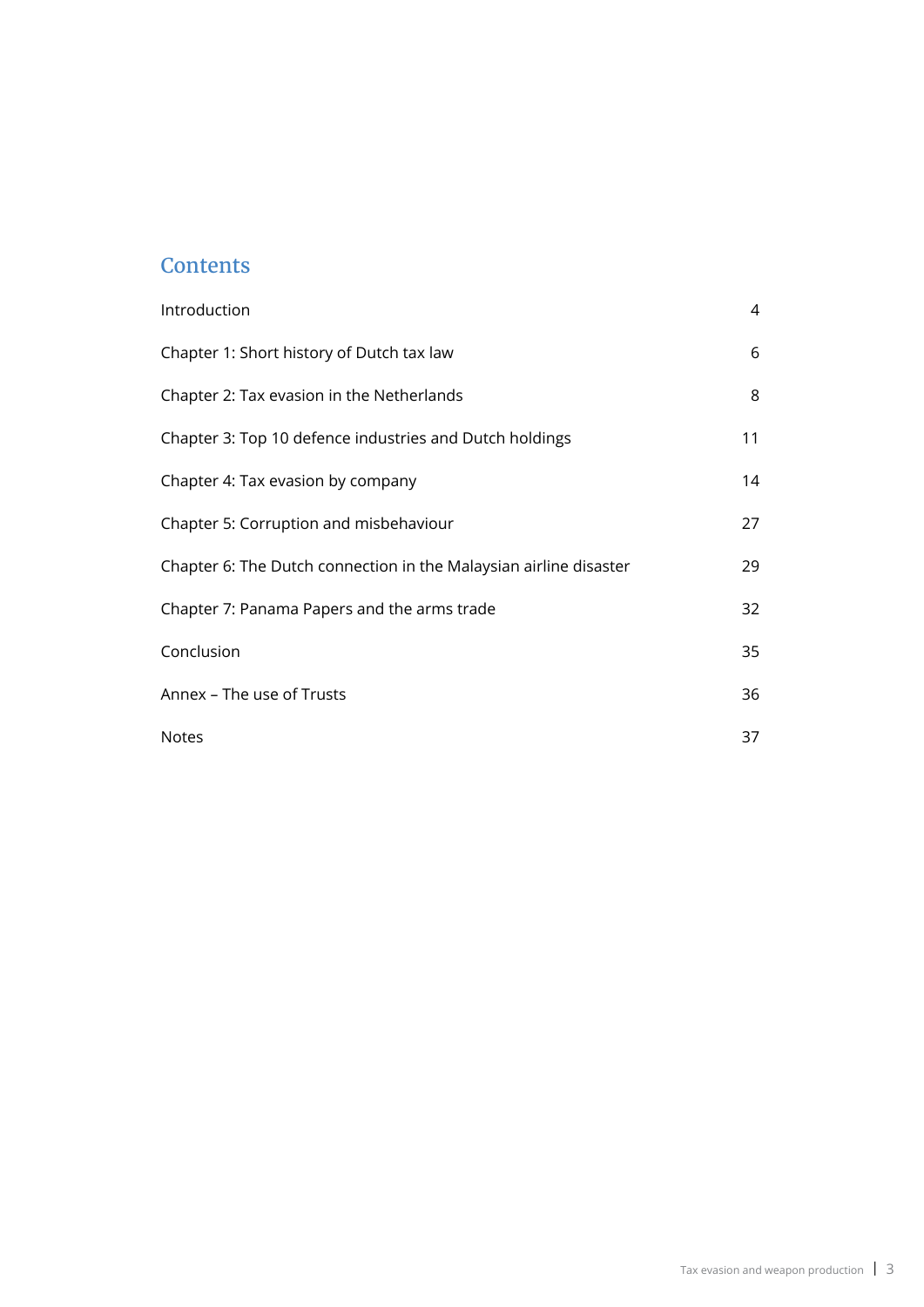## Contents

| | |
|---|---|
| Introduction | 4 |
| Chapter 1: Short history of Dutch tax law | 6 |
| Chapter 2: Tax evasion in the Netherlands | 8 |
| Chapter 3: Top 10 defence industries and Dutch holdings | 11 |
| Chapter 4: Tax evasion by company | 14 |
| Chapter 5: Corruption and misbehaviour | 27 |
| Chapter 6: The Dutch connection in the Malaysian airline disaster | 29 |
| Chapter 7: Panama Papers and the arms trade | 32 |
| Conclusion | 35 |
| Annex – The use of Trusts | 36 |
| Notes | 37 |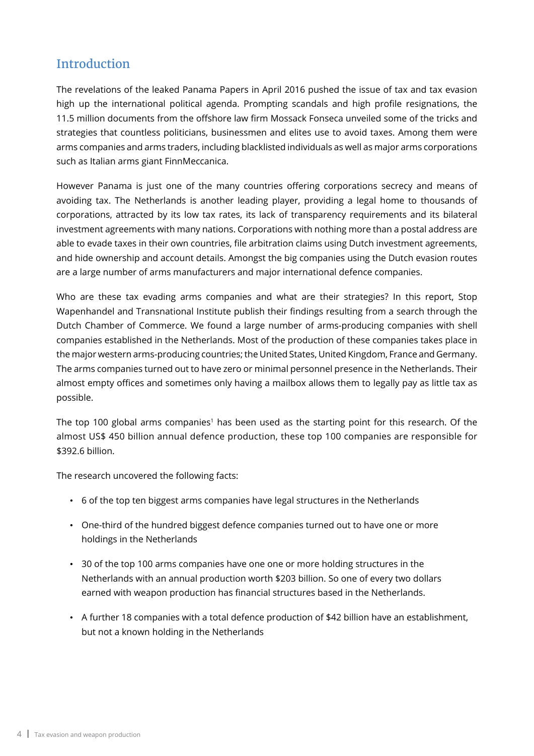## Introduction

The revelations of the leaked Panama Papers in April 2016 pushed the issue of tax and tax evasion high up the international political agenda. Prompting scandals and high profile resignations, the 11.5 million documents from the offshore law firm Mossack Fonseca unveiled some of the tricks and strategies that countless politicians, businessmen and elites use to avoid taxes. Among them were arms companies and arms traders, including blacklisted individuals as well as major arms corporations such as Italian arms giant FinnMeccanica.

However Panama is just one of the many countries offering corporations secrecy and means of avoiding tax. The Netherlands is another leading player, providing a legal home to thousands of corporations, attracted by its low tax rates, its lack of transparency requirements and its bilateral investment agreements with many nations. Corporations with nothing more than a postal address are able to evade taxes in their own countries, file arbitration claims using Dutch investment agreements, and hide ownership and account details. Amongst the big companies using the Dutch evasion routes are a large number of arms manufacturers and major international defence companies.

Who are these tax evading arms companies and what are their strategies? In this report, Stop Wapenhandel and Transnational Institute publish their findings resulting from a search through the Dutch Chamber of Commerce. We found a large number of arms-producing companies with shell companies established in the Netherlands. Most of the production of these companies takes place in the major western arms-producing countries; the United States, United Kingdom, France and Germany. The arms companies turned out to have zero or minimal personnel presence in the Netherlands. Their almost empty offices and sometimes only having a mailbox allows them to legally pay as little tax as possible.

The top 100 global arms companies[1] has been used as the starting point for this research. Of the almost US$ 450 billion annual defence production, these top 100 companies are responsible for $392.6 billion.

The research uncovered the following facts:

- 6 of the top ten biggest arms companies have legal structures in the Netherlands
- One-third of the hundred biggest defence companies turned out to have one or more holdings in the Netherlands
- 30 of the top 100 arms companies have one one or more holding structures in the Netherlands with an annual production worth $203 billion. So one of every two dollars earned with weapon production has financial structures based in the Netherlands.
- A further 18 companies with a total defence production of $42 billion have an establishment, but not a known holding in the Netherlands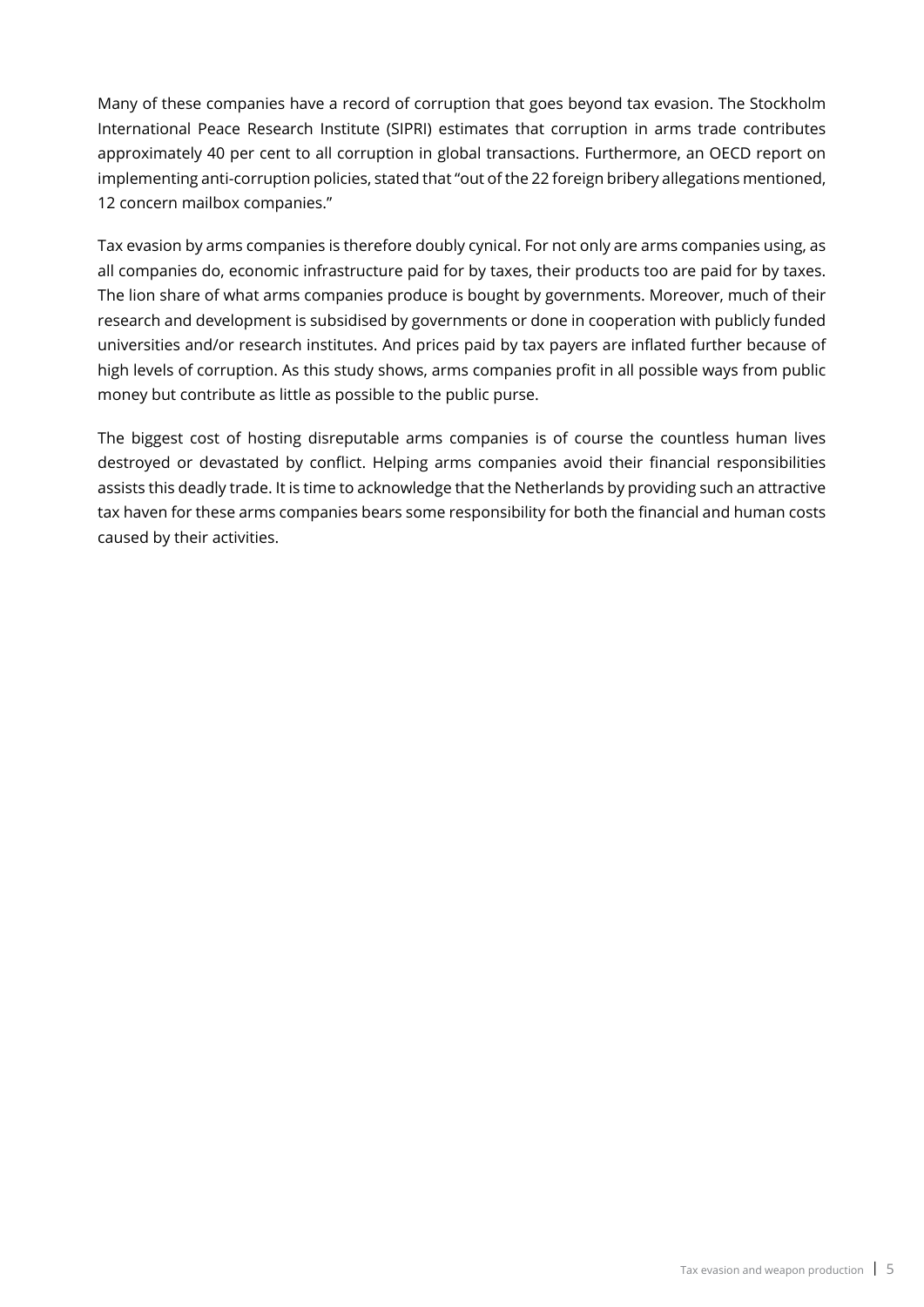Many of these companies have a record of corruption that goes beyond tax evasion. The Stockholm International Peace Research Institute (SIPRI) estimates that corruption in arms trade contributes approximately 40 per cent to all corruption in global transactions. Furthermore, an OECD report on implementing anti-corruption policies, stated that "out of the 22 foreign bribery allegations mentioned, 12 concern mailbox companies."

Tax evasion by arms companies is therefore doubly cynical. For not only are arms companies using, as all companies do, economic infrastructure paid for by taxes, their products too are paid for by taxes. The lion share of what arms companies produce is bought by governments. Moreover, much of their research and development is subsidised by governments or done in cooperation with publicly funded universities and/or research institutes. And prices paid by tax payers are inflated further because of high levels of corruption. As this study shows, arms companies profit in all possible ways from public money but contribute as little as possible to the public purse.

The biggest cost of hosting disreputable arms companies is of course the countless human lives destroyed or devastated by conflict. Helping arms companies avoid their financial responsibilities assists this deadly trade. It is time to acknowledge that the Netherlands by providing such an attractive tax haven for these arms companies bears some responsibility for both the financial and human costs caused by their activities.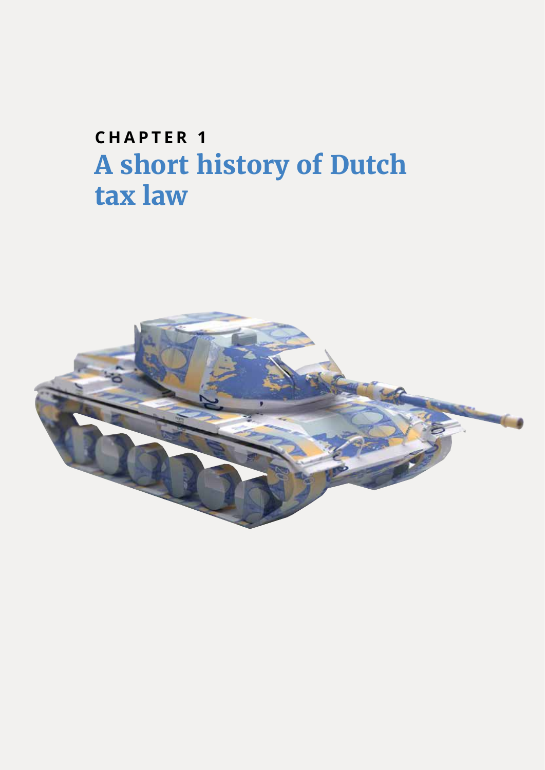**CHAPTER 1**

# A short history of Dutch tax law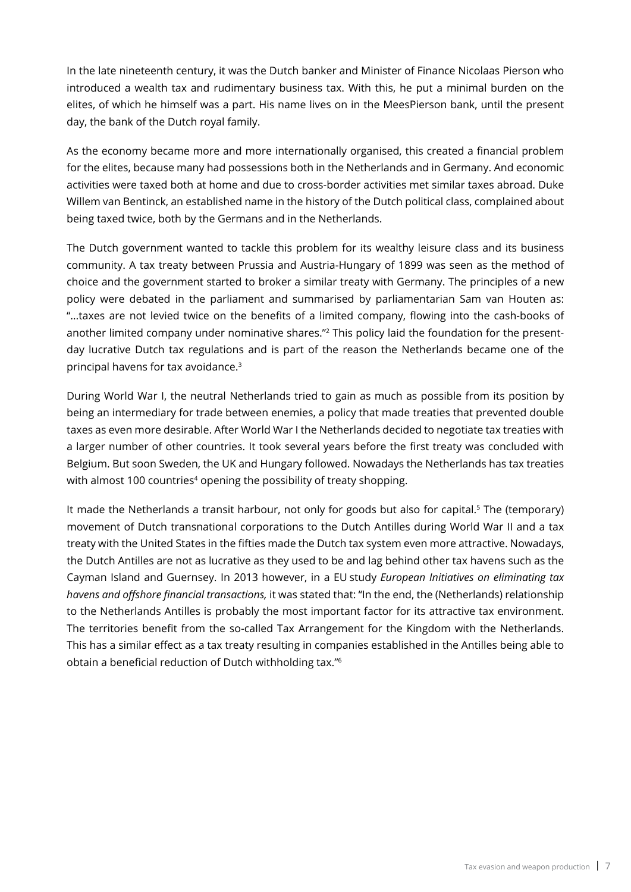In the late nineteenth century, it was the Dutch banker and Minister of Finance Nicolaas Pierson who introduced a wealth tax and rudimentary business tax. With this, he put a minimal burden on the elites, of which he himself was a part. His name lives on in the MeesPierson bank, until the present day, the bank of the Dutch royal family.

As the economy became more and more internationally organised, this created a financial problem for the elites, because many had possessions both in the Netherlands and in Germany. And economic activities were taxed both at home and due to cross-border activities met similar taxes abroad. Duke Willem van Bentinck, an established name in the history of the Dutch political class, complained about being taxed twice, both by the Germans and in the Netherlands.

The Dutch government wanted to tackle this problem for its wealthy leisure class and its business community. A tax treaty between Prussia and Austria-Hungary of 1899 was seen as the method of choice and the government started to broker a similar treaty with Germany. The principles of a new policy were debated in the parliament and summarised by parliamentarian Sam van Houten as: "…taxes are not levied twice on the benefits of a limited company, flowing into the cash-books of another limited company under nominative shares."[2] This policy laid the foundation for the present-day lucrative Dutch tax regulations and is part of the reason the Netherlands became one of the principal havens for tax avoidance.[3]

During World War I, the neutral Netherlands tried to gain as much as possible from its position by being an intermediary for trade between enemies, a policy that made treaties that prevented double taxes as even more desirable. After World War I the Netherlands decided to negotiate tax treaties with a larger number of other countries. It took several years before the first treaty was concluded with Belgium. But soon Sweden, the UK and Hungary followed. Nowadays the Netherlands has tax treaties with almost 100 countries[4] opening the possibility of treaty shopping.

It made the Netherlands a transit harbour, not only for goods but also for capital.[5] The (temporary) movement of Dutch transnational corporations to the Dutch Antilles during World War II and a tax treaty with the United States in the fifties made the Dutch tax system even more attractive. Nowadays, the Dutch Antilles are not as lucrative as they used to be and lag behind other tax havens such as the Cayman Island and Guernsey. In 2013 however, in a EU study *European Initiatives on eliminating tax havens and offshore financial transactions,* it was stated that: "In the end, the (Netherlands) relationship to the Netherlands Antilles is probably the most important factor for its attractive tax environment. The territories benefit from the so-called Tax Arrangement for the Kingdom with the Netherlands. This has a similar effect as a tax treaty resulting in companies established in the Antilles being able to obtain a beneficial reduction of Dutch withholding tax."[6]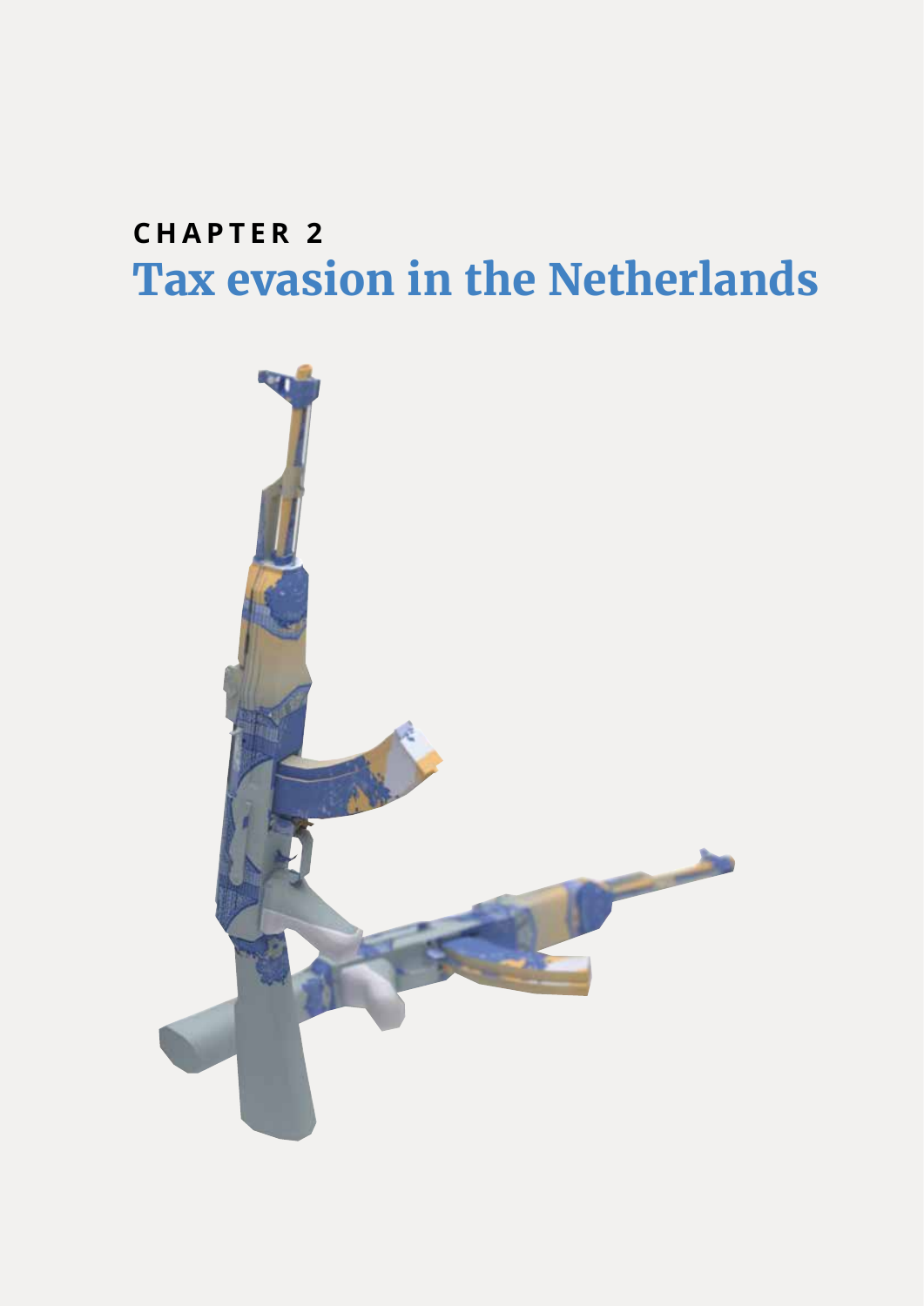CHAPTER 2

# Tax evasion in the Netherlands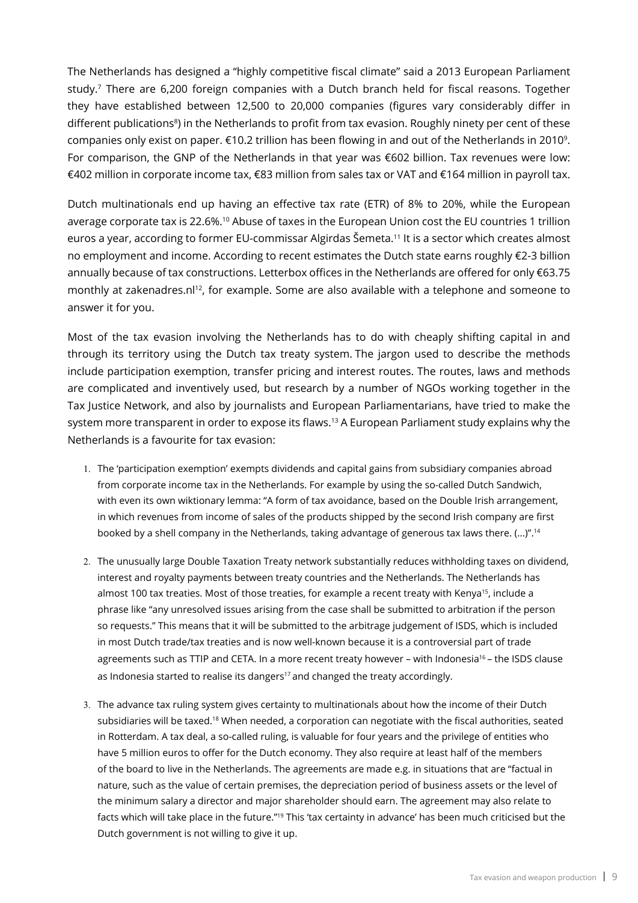The Netherlands has designed a "highly competitive fiscal climate" said a 2013 European Parliament study.[7] There are 6,200 foreign companies with a Dutch branch held for fiscal reasons. Together they have established between 12,500 to 20,000 companies (figures vary considerably differ in different publications[8]) in the Netherlands to profit from tax evasion. Roughly ninety per cent of these companies only exist on paper. €10.2 trillion has been flowing in and out of the Netherlands in 2010[9]. For comparison, the GNP of the Netherlands in that year was €602 billion. Tax revenues were low: €402 million in corporate income tax, €83 million from sales tax or VAT and €164 million in payroll tax.

Dutch multinationals end up having an effective tax rate (ETR) of 8% to 20%, while the European average corporate tax is 22.6%.[10] Abuse of taxes in the European Union cost the EU countries 1 trillion euros a year, according to former EU-commissar Algirdas Šemeta.[11] It is a sector which creates almost no employment and income. According to recent estimates the Dutch state earns roughly €2-3 billion annually because of tax constructions. Letterbox offices in the Netherlands are offered for only €63.75 monthly at zakenadres.nl[12], for example. Some are also available with a telephone and someone to answer it for you.

Most of the tax evasion involving the Netherlands has to do with cheaply shifting capital in and through its territory using the Dutch tax treaty system. The jargon used to describe the methods include participation exemption, transfer pricing and interest routes. The routes, laws and methods are complicated and inventively used, but research by a number of NGOs working together in the Tax Justice Network, and also by journalists and European Parliamentarians, have tried to make the system more transparent in order to expose its flaws.[13] A European Parliament study explains why the Netherlands is a favourite for tax evasion:

1. The 'participation exemption' exempts dividends and capital gains from subsidiary companies abroad from corporate income tax in the Netherlands. For example by using the so-called Dutch Sandwich, with even its own wiktionary lemma: "A form of tax avoidance, based on the Double Irish arrangement, in which revenues from income of sales of the products shipped by the second Irish company are first booked by a shell company in the Netherlands, taking advantage of generous tax laws there. (...)".[14]
2. The unusually large Double Taxation Treaty network substantially reduces withholding taxes on dividend, interest and royalty payments between treaty countries and the Netherlands. The Netherlands has almost 100 tax treaties. Most of those treaties, for example a recent treaty with Kenya[15], include a phrase like "any unresolved issues arising from the case shall be submitted to arbitration if the person so requests." This means that it will be submitted to the arbitrage judgement of ISDS, which is included in most Dutch trade/tax treaties and is now well-known because it is a controversial part of trade agreements such as TTIP and CETA. In a more recent treaty however – with Indonesia[16] – the ISDS clause as Indonesia started to realise its dangers[17] and changed the treaty accordingly.
3. The advance tax ruling system gives certainty to multinationals about how the income of their Dutch subsidiaries will be taxed.[18] When needed, a corporation can negotiate with the fiscal authorities, seated in Rotterdam. A tax deal, a so-called ruling, is valuable for four years and the privilege of entities who have 5 million euros to offer for the Dutch economy. They also require at least half of the members of the board to live in the Netherlands. The agreements are made e.g. in situations that are "factual in nature, such as the value of certain premises, the depreciation period of business assets or the level of the minimum salary a director and major shareholder should earn. The agreement may also relate to facts which will take place in the future."[19] This 'tax certainty in advance' has been much criticised but the Dutch government is not willing to give it up.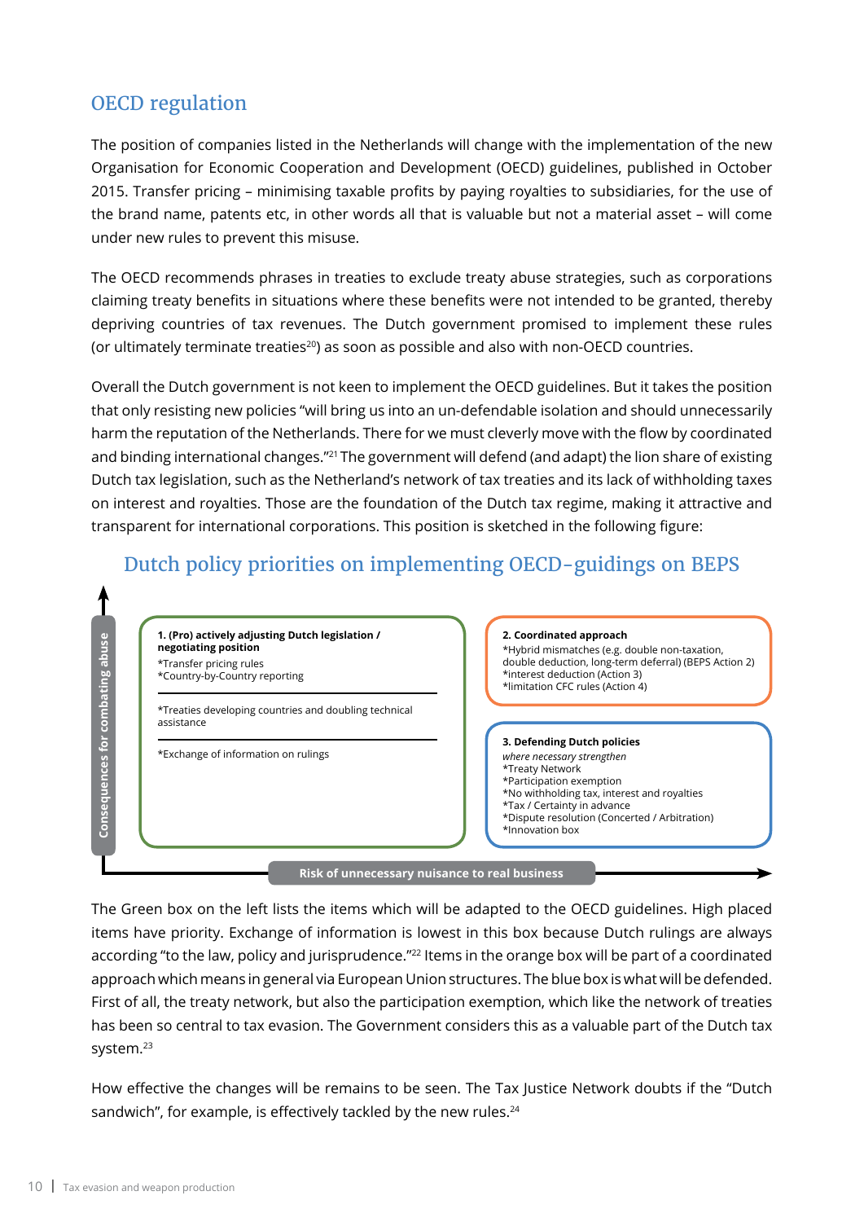## OECD regulation

The position of companies listed in the Netherlands will change with the implementation of the new Organisation for Economic Cooperation and Development (OECD) guidelines, published in October 2015. Transfer pricing – minimising taxable profits by paying royalties to subsidiaries, for the use of the brand name, patents etc, in other words all that is valuable but not a material asset – will come under new rules to prevent this misuse.

The OECD recommends phrases in treaties to exclude treaty abuse strategies, such as corporations claiming treaty benefits in situations where these benefits were not intended to be granted, thereby depriving countries of tax revenues. The Dutch government promised to implement these rules (or ultimately terminate treaties[20]) as soon as possible and also with non-OECD countries.

Overall the Dutch government is not keen to implement the OECD guidelines. But it takes the position that only resisting new policies "will bring us into an un-defendable isolation and should unnecessarily harm the reputation of the Netherlands. There for we must cleverly move with the flow by coordinated and binding international changes."[21] The government will defend (and adapt) the lion share of existing Dutch tax legislation, such as the Netherland's network of tax treaties and its lack of withholding taxes on interest and royalties. Those are the foundation of the Dutch tax regime, making it attractive and transparent for international corporations. This position is sketched in the following figure:

### Dutch policy priorities on implementing OECD-guidings on BEPS

Consequences for combating abuse

**1. (Pro) actively adjusting Dutch legislation / negotiating position**
*Transfer pricing rules
*Country-by-Country reporting

*Treaties developing countries and doubling technical assistance

*Exchange of information on rulings

**2. Coordinated approach**
*Hybrid mismatches (e.g. double non-taxation, double deduction, long-term deferral) (BEPS Action 2)
*interest deduction (Action 3)
*limitation CFC rules (Action 4)

**3. Defending Dutch policies**
*where necessary strengthen*
*Treaty Network
*Participation exemption
*No withholding tax, interest and royalties
*Tax / Certainty in advance
*Dispute resolution (Concerted / Arbitration)
*Innovation box

Risk of unnecessary nuisance to real business

The Green box on the left lists the items which will be adapted to the OECD guidelines. High placed items have priority. Exchange of information is lowest in this box because Dutch rulings are always according "to the law, policy and jurisprudence."[22] Items in the orange box will be part of a coordinated approach which means in general via European Union structures. The blue box is what will be defended. First of all, the treaty network, but also the participation exemption, which like the network of treaties has been so central to tax evasion. The Government considers this as a valuable part of the Dutch tax system.[23]

How effective the changes will be remains to be seen. The Tax Justice Network doubts if the "Dutch sandwich", for example, is effectively tackled by the new rules.[24]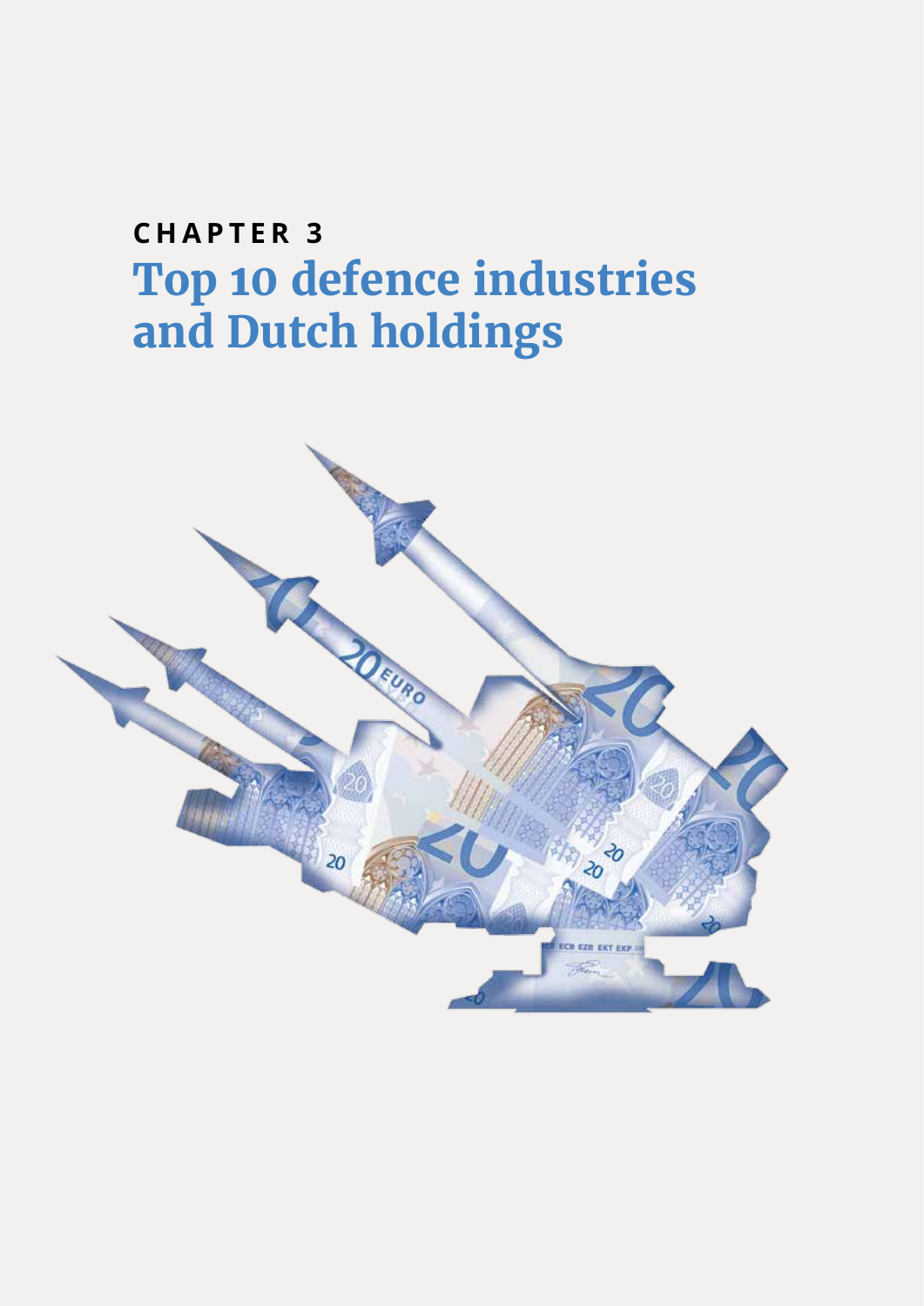# CHAPTER 3
# Top 10 defence industries and Dutch holdings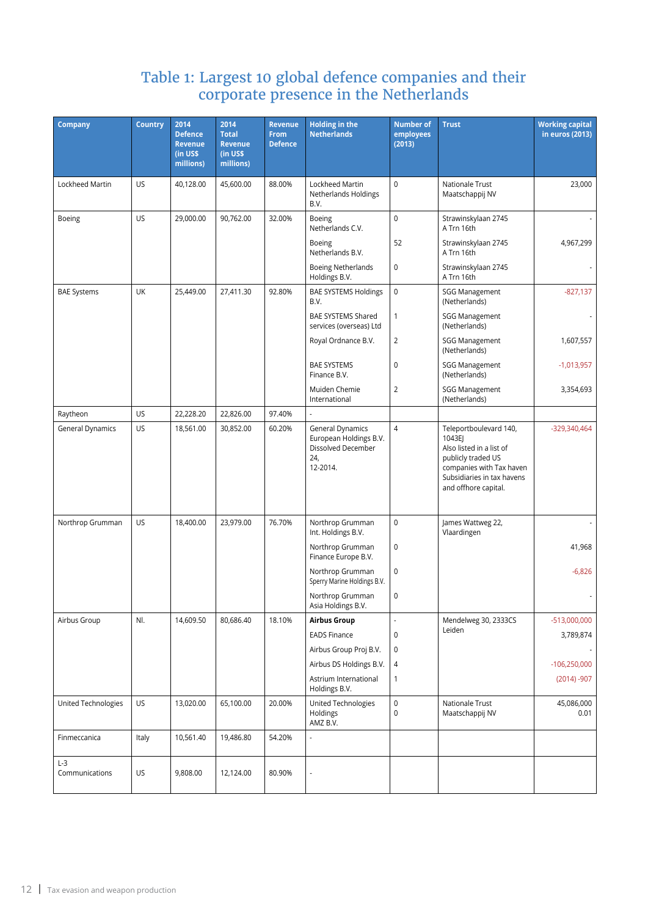# Table 1: Largest 10 global defence companies and their corporate presence in the Netherlands

| Company | Country | 2014 Defence Revenue (in US$ millions) | 2014 Total Revenue (in US$ millions) | Revenue From Defence | Holding in the Netherlands | Number of employees (2013) | Trust | Working capital in euros (2013) |
|---|---|---|---|---|---|---|---|---|
| Lockheed Martin | US | 40,128.00 | 45,600.00 | 88.00% | Lockheed Martin Netherlands Holdings B.V. | 0 | Nationale Trust Maatschappij NV | 23,000 |
| Boeing | US | 29,000.00 | 90,762.00 | 32.00% | Boeing Netherlands C.V. | 0 | Strawinskylaan 2745 A Trn 16th | - |
| | | | | | Boeing Netherlands B.V. | 52 | Strawinskylaan 2745 A Trn 16th | 4,967,299 |
| | | | | | Boeing Netherlands Holdings B.V. | 0 | Strawinskylaan 2745 A Trn 16th | - |
| BAE Systems | UK | 25,449.00 | 27,411.30 | 92.80% | BAE SYSTEMS Holdings B.V. | 0 | SGG Management (Netherlands) | -827,137 |
| | | | | | BAE SYSTEMS Shared services (overseas) Ltd | 1 | SGG Management (Netherlands) | - |
| | | | | | Royal Ordnance B.V. | 2 | SGG Management (Netherlands) | 1,607,557 |
| | | | | | BAE SYSTEMS Finance B.V. | 0 | SGG Management (Netherlands) | -1,013,957 |
| | | | | | Muiden Chemie International | 2 | SGG Management (Netherlands) | 3,354,693 |
| Raytheon | US | 22,228.20 | 22,826.00 | 97.40% | - | | | |
| General Dynamics | US | 18,561.00 | 30,852.00 | 60.20% | General Dynamics European Holdings B.V. Dissolved December 24, 12-2014. | 4 | Teleportboulevard 140, 1043EJ Also listed in a list of publicly traded US companies with Tax haven Subsidiaries in tax havens and offhore capital. | -329,340,464 |
| Northrop Grumman | US | 18,400.00 | 23,979.00 | 76.70% | Northrop Grumman Int. Holdings B.V. | 0 | James Wattweg 22, Vlaardingen | - |
| | | | | | Northrop Grumman Finance Europe B.V. | 0 | | 41,968 |
| | | | | | Northrop Grumman Sperry Marine Holdings B.V. | 0 | | -6,826 |
| | | | | | Northrop Grumman Asia Holdings B.V. | 0 | | - |
| Airbus Group | Nl. | 14,609.50 | 80,686.40 | 18.10% | **Airbus Group** | - | Mendelweg 30, 2333CS Leiden | -513,000,000 |
| | | | | | EADS Finance | 0 | | 3,789,874 |
| | | | | | Airbus Group Proj B.V. | 0 | | - |
| | | | | | Airbus DS Holdings B.V. | 4 | | -106,250,000 |
| | | | | | Astrium International Holdings B.V. | 1 | | (2014) -907 |
| United Technologies | US | 13,020.00 | 65,100.00 | 20.00% | United Technologies Holdings AMZ B.V. | 0 0 | Nationale Trust Maatschappij NV | 45,086,000 0.01 |
| Finmeccanica | Italy | 10,561.40 | 19,486.80 | 54.20% | - | | | |
| L-3 Communications | US | 9,808.00 | 12,124.00 | 80.90% | - | | | |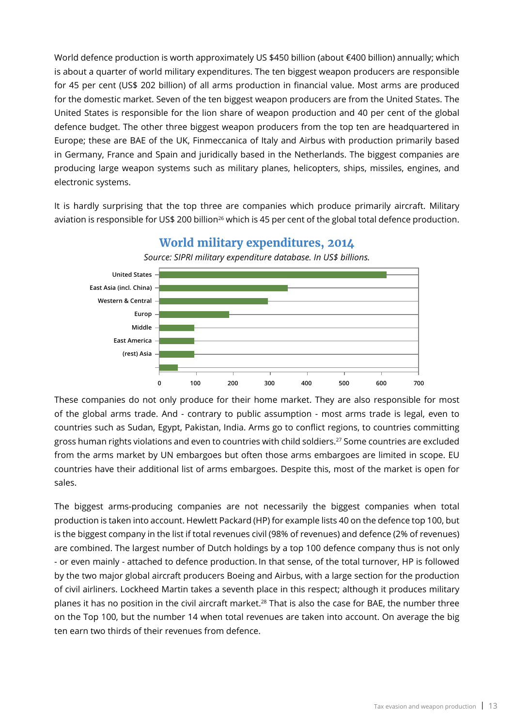World defence production is worth approximately US $450 billion (about €400 billion) annually; which is about a quarter of world military expenditures. The ten biggest weapon producers are responsible for 45 per cent (US$ 202 billion) of all arms production in financial value. Most arms are produced for the domestic market. Seven of the ten biggest weapon producers are from the United States. The United States is responsible for the lion share of weapon production and 40 per cent of the global defence budget. The other three biggest weapon producers from the top ten are headquartered in Europe; these are BAE of the UK, Finmeccanica of Italy and Airbus with production primarily based in Germany, France and Spain and juridically based in the Netherlands. The biggest companies are producing large weapon systems such as military planes, helicopters, ships, missiles, engines, and electronic systems.

It is hardly surprising that the top three are companies which produce primarily aircraft. Military aviation is responsible for US$ 200 billion[26] which is 45 per cent of the global total defence production.

## World military expenditures, 2014

*Source: SIPRI military expenditure database. In US$ billions.*

| Region | US$ billions (approx.) |
|---|---|
| United States | ~610 |
| East Asia (incl. China) | ~345 |
| Western & Central | ~290 |
| Europ | ~190 |
| Middle | ~95 |
| East America | ~95 |
| (rest) Asia | ~95 |
| | ~50 |

These companies do not only produce for their home market. They are also responsible for most of the global arms trade. And - contrary to public assumption - most arms trade is legal, even to countries such as Sudan, Egypt, Pakistan, India. Arms go to conflict regions, to countries committing gross human rights violations and even to countries with child soldiers.[27] Some countries are excluded from the arms market by UN embargoes but often those arms embargoes are limited in scope. EU countries have their additional list of arms embargoes. Despite this, most of the market is open for sales.

The biggest arms-producing companies are not necessarily the biggest companies when total production is taken into account. Hewlett Packard (HP) for example lists 40 on the defence top 100, but is the biggest company in the list if total revenues civil (98% of revenues) and defence (2% of revenues) are combined. The largest number of Dutch holdings by a top 100 defence company thus is not only - or even mainly - attached to defence production. In that sense, of the total turnover, HP is followed by the two major global aircraft producers Boeing and Airbus, with a large section for the production of civil airliners. Lockheed Martin takes a seventh place in this respect; although it produces military planes it has no position in the civil aircraft market.[28] That is also the case for BAE, the number three on the Top 100, but the number 14 when total revenues are taken into account. On average the big ten earn two thirds of their revenues from defence.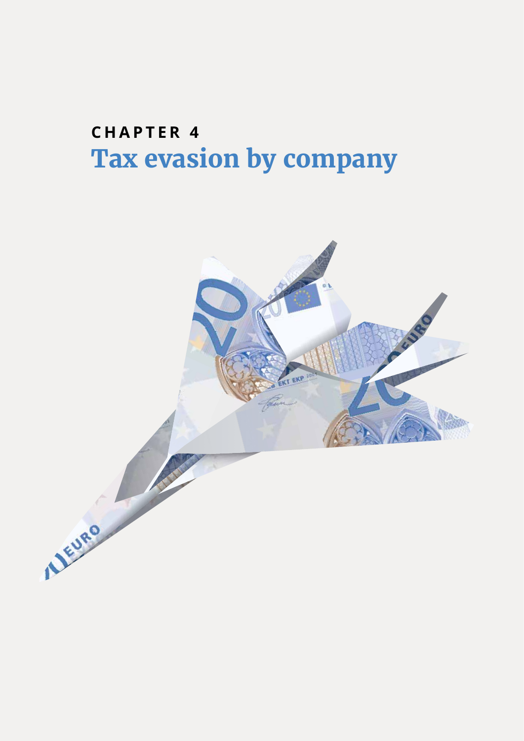# CHAPTER 4

# Tax evasion by company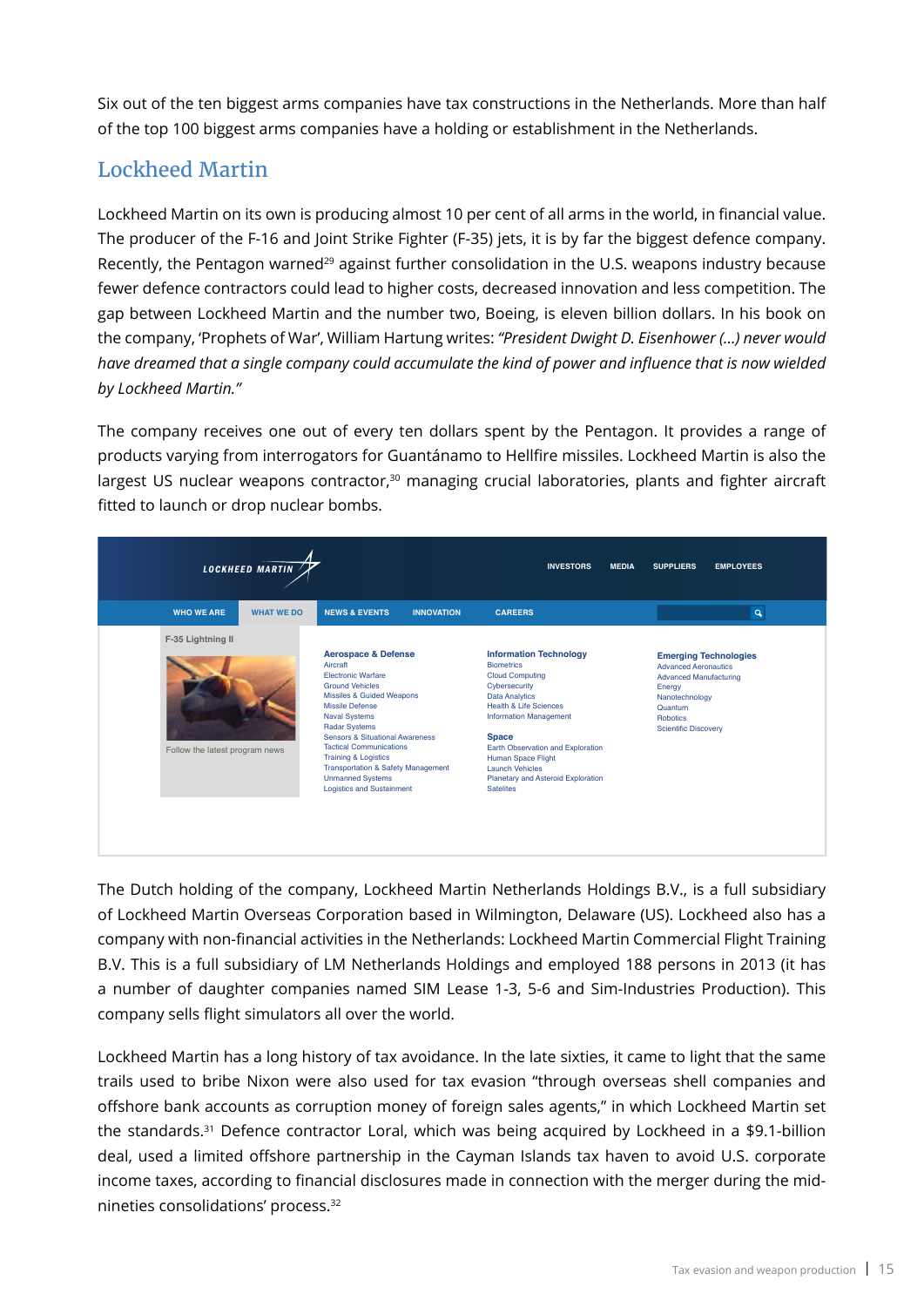Six out of the ten biggest arms companies have tax constructions in the Netherlands. More than half of the top 100 biggest arms companies have a holding or establishment in the Netherlands.

## Lockheed Martin

Lockheed Martin on its own is producing almost 10 per cent of all arms in the world, in financial value. The producer of the F-16 and Joint Strike Fighter (F-35) jets, it is by far the biggest defence company. Recently, the Pentagon warned[29] against further consolidation in the U.S. weapons industry because fewer defence contractors could lead to higher costs, decreased innovation and less competition. The gap between Lockheed Martin and the number two, Boeing, is eleven billion dollars. In his book on the company, 'Prophets of War', William Hartung writes: *"President Dwight D. Eisenhower (...) never would have dreamed that a single company could accumulate the kind of power and influence that is now wielded by Lockheed Martin."*

The company receives one out of every ten dollars spent by the Pentagon. It provides a range of products varying from interrogators for Guantánamo to Hellfire missiles. Lockheed Martin is also the largest US nuclear weapons contractor,[30] managing crucial laboratories, plants and fighter aircraft fitted to launch or drop nuclear bombs.

The Dutch holding of the company, Lockheed Martin Netherlands Holdings B.V., is a full subsidiary of Lockheed Martin Overseas Corporation based in Wilmington, Delaware (US). Lockheed also has a company with non-financial activities in the Netherlands: Lockheed Martin Commercial Flight Training B.V. This is a full subsidiary of LM Netherlands Holdings and employed 188 persons in 2013 (it has a number of daughter companies named SIM Lease 1-3, 5-6 and Sim-Industries Production). This company sells flight simulators all over the world.

Lockheed Martin has a long history of tax avoidance. In the late sixties, it came to light that the same trails used to bribe Nixon were also used for tax evasion "through overseas shell companies and offshore bank accounts as corruption money of foreign sales agents," in which Lockheed Martin set the standards.[31] Defence contractor Loral, which was being acquired by Lockheed in a $9.1-billion deal, used a limited offshore partnership in the Cayman Islands tax haven to avoid U.S. corporate income taxes, according to financial disclosures made in connection with the merger during the mid-nineties consolidations' process.[32]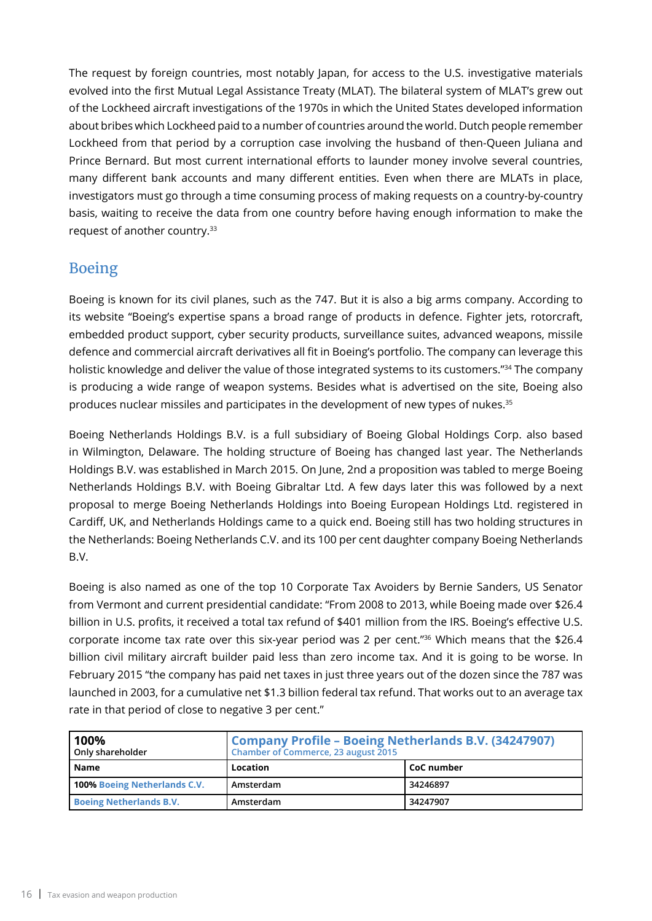The request by foreign countries, most notably Japan, for access to the U.S. investigative materials evolved into the first Mutual Legal Assistance Treaty (MLAT). The bilateral system of MLAT's grew out of the Lockheed aircraft investigations of the 1970s in which the United States developed information about bribes which Lockheed paid to a number of countries around the world. Dutch people remember Lockheed from that period by a corruption case involving the husband of then-Queen Juliana and Prince Bernard. But most current international efforts to launder money involve several countries, many different bank accounts and many different entities. Even when there are MLATs in place, investigators must go through a time consuming process of making requests on a country-by-country basis, waiting to receive the data from one country before having enough information to make the request of another country.[33]

## Boeing

Boeing is known for its civil planes, such as the 747. But it is also a big arms company. According to its website "Boeing's expertise spans a broad range of products in defence. Fighter jets, rotorcraft, embedded product support, cyber security products, surveillance suites, advanced weapons, missile defence and commercial aircraft derivatives all fit in Boeing's portfolio. The company can leverage this holistic knowledge and deliver the value of those integrated systems to its customers."[34] The company is producing a wide range of weapon systems. Besides what is advertised on the site, Boeing also produces nuclear missiles and participates in the development of new types of nukes.[35]

Boeing Netherlands Holdings B.V. is a full subsidiary of Boeing Global Holdings Corp. also based in Wilmington, Delaware. The holding structure of Boeing has changed last year. The Netherlands Holdings B.V. was established in March 2015. On June, 2nd a proposition was tabled to merge Boeing Netherlands Holdings B.V. with Boeing Gibraltar Ltd. A few days later this was followed by a next proposal to merge Boeing Netherlands Holdings into Boeing European Holdings Ltd. registered in Cardiff, UK, and Netherlands Holdings came to a quick end. Boeing still has two holding structures in the Netherlands: Boeing Netherlands C.V. and its 100 per cent daughter company Boeing Netherlands B.V.

Boeing is also named as one of the top 10 Corporate Tax Avoiders by Bernie Sanders, US Senator from Vermont and current presidential candidate: "From 2008 to 2013, while Boeing made over $26.4 billion in U.S. profits, it received a total tax refund of $401 million from the IRS. Boeing's effective U.S. corporate income tax rate over this six-year period was 2 per cent."[36] Which means that the $26.4 billion civil military aircraft builder paid less than zero income tax. And it is going to be worse. In February 2015 "the company has paid net taxes in just three years out of the dozen since the 787 was launched in 2003, for a cumulative net $1.3 billion federal tax refund. That works out to an average tax rate in that period of close to negative 3 per cent."

| **100%** Only shareholder | **Company Profile – Boeing Netherlands B.V. (34247907)** Chamber of Commerce, 23 august 2015 | |
|---|---|---|
| **Name** | **Location** | **CoC number** |
| **100% Boeing Netherlands C.V.** | Amsterdam | 34246897 |
| **Boeing Netherlands B.V.** | Amsterdam | 34247907 |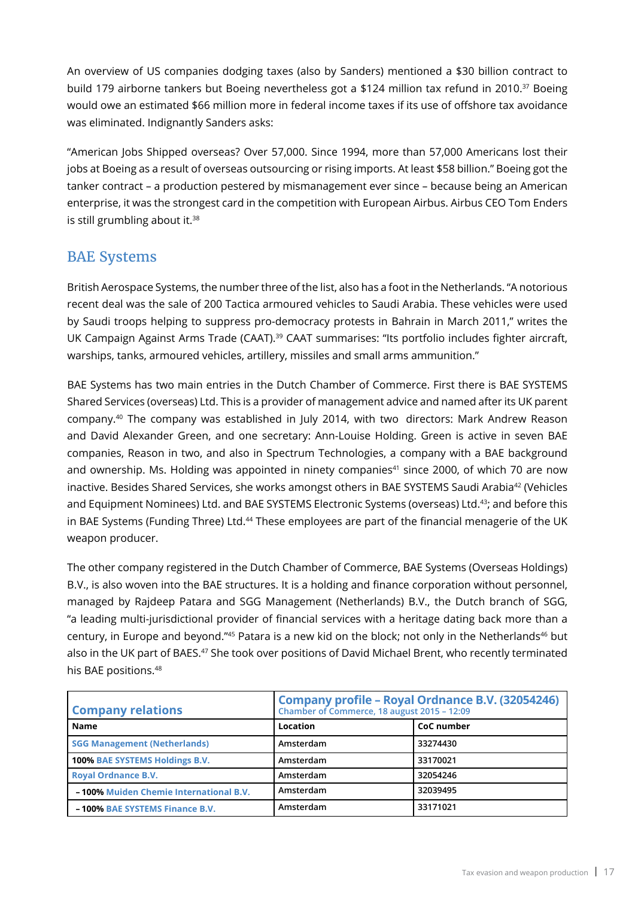An overview of US companies dodging taxes (also by Sanders) mentioned a $30 billion contract to build 179 airborne tankers but Boeing nevertheless got a $124 million tax refund in 2010.[37] Boeing would owe an estimated $66 million more in federal income taxes if its use of offshore tax avoidance was eliminated. Indignantly Sanders asks:

"American Jobs Shipped overseas? Over 57,000. Since 1994, more than 57,000 Americans lost their jobs at Boeing as a result of overseas outsourcing or rising imports. At least $58 billion." Boeing got the tanker contract – a production pestered by mismanagement ever since – because being an American enterprise, it was the strongest card in the competition with European Airbus. Airbus CEO Tom Enders is still grumbling about it.[38]

## BAE Systems

British Aerospace Systems, the number three of the list, also has a foot in the Netherlands. "A notorious recent deal was the sale of 200 Tactica armoured vehicles to Saudi Arabia. These vehicles were used by Saudi troops helping to suppress pro-democracy protests in Bahrain in March 2011," writes the UK Campaign Against Arms Trade (CAAT).[39] CAAT summarises: "Its portfolio includes fighter aircraft, warships, tanks, armoured vehicles, artillery, missiles and small arms ammunition."

BAE Systems has two main entries in the Dutch Chamber of Commerce. First there is BAE SYSTEMS Shared Services (overseas) Ltd. This is a provider of management advice and named after its UK parent company.[40] The company was established in July 2014, with two directors: Mark Andrew Reason and David Alexander Green, and one secretary: Ann-Louise Holding. Green is active in seven BAE companies, Reason in two, and also in Spectrum Technologies, a company with a BAE background and ownership. Ms. Holding was appointed in ninety companies[41] since 2000, of which 70 are now inactive. Besides Shared Services, she works amongst others in BAE SYSTEMS Saudi Arabia[42] (Vehicles and Equipment Nominees) Ltd. and BAE SYSTEMS Electronic Systems (overseas) Ltd.[43]; and before this in BAE Systems (Funding Three) Ltd.[44] These employees are part of the financial menagerie of the UK weapon producer.

The other company registered in the Dutch Chamber of Commerce, BAE Systems (Overseas Holdings) B.V., is also woven into the BAE structures. It is a holding and finance corporation without personnel, managed by Rajdeep Patara and SGG Management (Netherlands) B.V., the Dutch branch of SGG, "a leading multi-jurisdictional provider of financial services with a heritage dating back more than a century, in Europe and beyond."[45] Patara is a new kid on the block; not only in the Netherlands[46] but also in the UK part of BAES.[47] She took over positions of David Michael Brent, who recently terminated his BAE positions.[48]

| **Company relations** | **Company profile – Royal Ordnance B.V. (32054246)**<br>Chamber of Commerce, 18 august 2015 – 12:09 | |
|---|---|---|
| **Name** | **Location** | **CoC number** |
| SGG Management (Netherlands) | Amsterdam | 33274430 |
| **100%** BAE SYSTEMS Holdings B.V. | Amsterdam | 33170021 |
| Royal Ordnance B.V. | Amsterdam | 32054246 |
| **– 100%** Muiden Chemie International B.V. | Amsterdam | 32039495 |
| **– 100%** BAE SYSTEMS Finance B.V. | Amsterdam | 33171021 |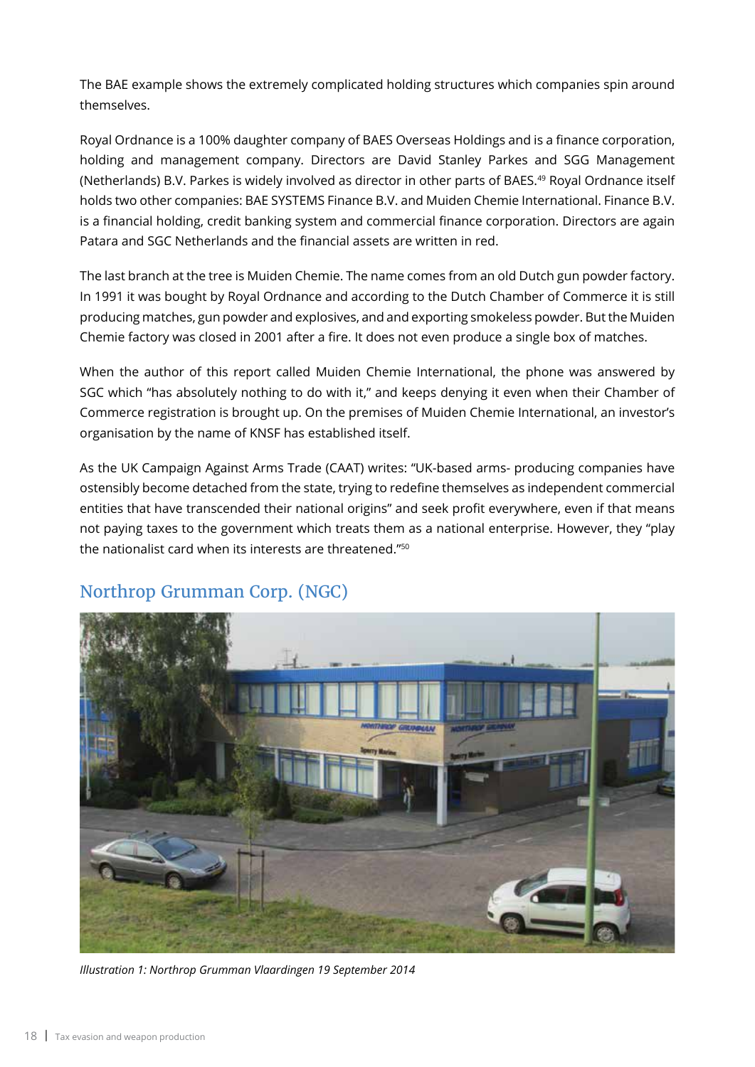The BAE example shows the extremely complicated holding structures which companies spin around themselves.

Royal Ordnance is a 100% daughter company of BAES Overseas Holdings and is a finance corporation, holding and management company. Directors are David Stanley Parkes and SGG Management (Netherlands) B.V. Parkes is widely involved as director in other parts of BAES.[49] Royal Ordnance itself holds two other companies: BAE SYSTEMS Finance B.V. and Muiden Chemie International. Finance B.V. is a financial holding, credit banking system and commercial finance corporation. Directors are again Patara and SGC Netherlands and the financial assets are written in red.

The last branch at the tree is Muiden Chemie. The name comes from an old Dutch gun powder factory. In 1991 it was bought by Royal Ordnance and according to the Dutch Chamber of Commerce it is still producing matches, gun powder and explosives, and and exporting smokeless powder. But the Muiden Chemie factory was closed in 2001 after a fire. It does not even produce a single box of matches.

When the author of this report called Muiden Chemie International, the phone was answered by SGC which "has absolutely nothing to do with it," and keeps denying it even when their Chamber of Commerce registration is brought up. On the premises of Muiden Chemie International, an investor's organisation by the name of KNSF has established itself.

As the UK Campaign Against Arms Trade (CAAT) writes: "UK-based arms- producing companies have ostensibly become detached from the state, trying to redefine themselves as independent commercial entities that have transcended their national origins" and seek profit everywhere, even if that means not paying taxes to the government which treats them as a national enterprise. However, they "play the nationalist card when its interests are threatened."[50]

## Northrop Grumman Corp. (NGC)

*Illustration 1: Northrop Grumman Vlaardingen 19 September 2014*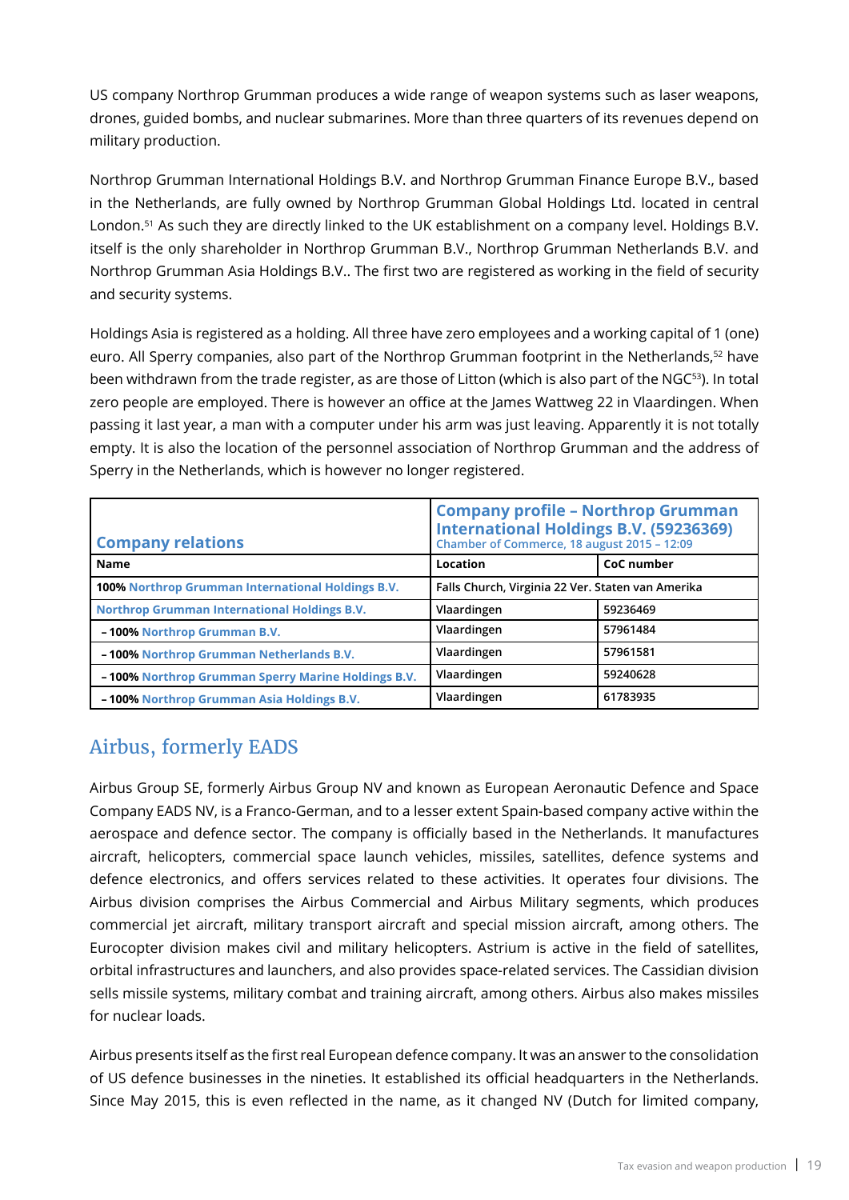US company Northrop Grumman produces a wide range of weapon systems such as laser weapons, drones, guided bombs, and nuclear submarines. More than three quarters of its revenues depend on military production.

Northrop Grumman International Holdings B.V. and Northrop Grumman Finance Europe B.V., based in the Netherlands, are fully owned by Northrop Grumman Global Holdings Ltd. located in central London.[51] As such they are directly linked to the UK establishment on a company level. Holdings B.V. itself is the only shareholder in Northrop Grumman B.V., Northrop Grumman Netherlands B.V. and Northrop Grumman Asia Holdings B.V.. The first two are registered as working in the field of security and security systems.

Holdings Asia is registered as a holding. All three have zero employees and a working capital of 1 (one) euro. All Sperry companies, also part of the Northrop Grumman footprint in the Netherlands,[52] have been withdrawn from the trade register, as are those of Litton (which is also part of the NGC[53]). In total zero people are employed. There is however an office at the James Wattweg 22 in Vlaardingen. When passing it last year, a man with a computer under his arm was just leaving. Apparently it is not totally empty. It is also the location of the personnel association of Northrop Grumman and the address of Sperry in the Netherlands, which is however no longer registered.

| **Company relations** | **Company profile – Northrop Grumman International Holdings B.V. (59236369)** Chamber of Commerce, 18 august 2015 – 12:09 | |
|---|---|---|
| **Name** | **Location** | **CoC number** |
| **100%** Northrop Grumman International Holdings B.V. | Falls Church, Virginia 22 Ver. Staten van Amerika | |
| Northrop Grumman International Holdings B.V. | Vlaardingen | 59236469 |
| **– 100%** Northrop Grumman B.V. | Vlaardingen | 57961484 |
| **– 100%** Northrop Grumman Netherlands B.V. | Vlaardingen | 57961581 |
| **– 100%** Northrop Grumman Sperry Marine Holdings B.V. | Vlaardingen | 59240628 |
| **– 100%** Northrop Grumman Asia Holdings B.V. | Vlaardingen | 61783935 |

## Airbus, formerly EADS

Airbus Group SE, formerly Airbus Group NV and known as European Aeronautic Defence and Space Company EADS NV, is a Franco-German, and to a lesser extent Spain-based company active within the aerospace and defence sector. The company is officially based in the Netherlands. It manufactures aircraft, helicopters, commercial space launch vehicles, missiles, satellites, defence systems and defence electronics, and offers services related to these activities. It operates four divisions. The Airbus division comprises the Airbus Commercial and Airbus Military segments, which produces commercial jet aircraft, military transport aircraft and special mission aircraft, among others. The Eurocopter division makes civil and military helicopters. Astrium is active in the field of satellites, orbital infrastructures and launchers, and also provides space-related services. The Cassidian division sells missile systems, military combat and training aircraft, among others. Airbus also makes missiles for nuclear loads.

Airbus presents itself as the first real European defence company. It was an answer to the consolidation of US defence businesses in the nineties. It established its official headquarters in the Netherlands. Since May 2015, this is even reflected in the name, as it changed NV (Dutch for limited company,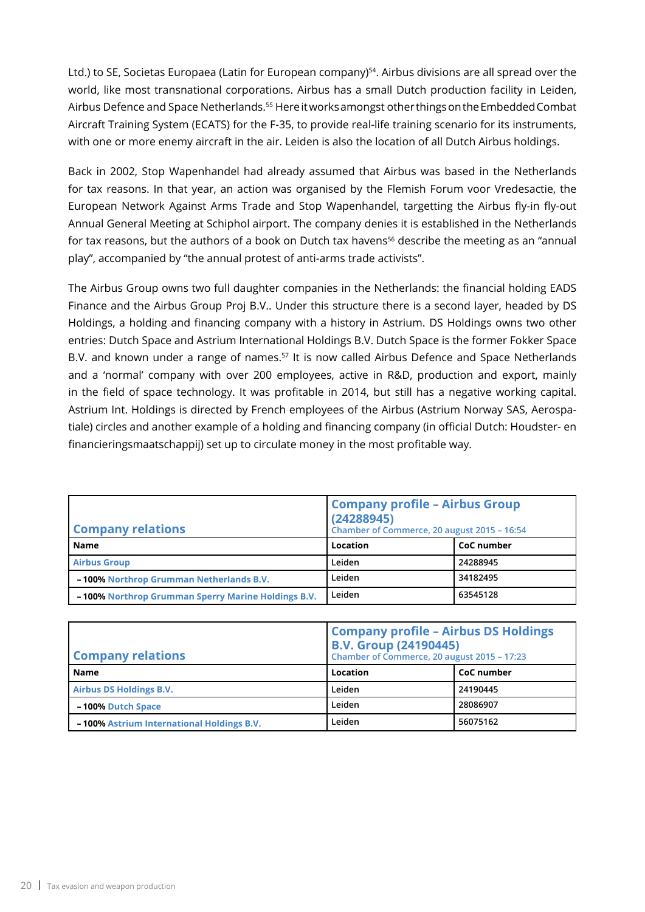Ltd.) to SE, Societas Europaea (Latin for European company)[54]. Airbus divisions are all spread over the world, like most transnational corporations. Airbus has a small Dutch production facility in Leiden, Airbus Defence and Space Netherlands.[55] Here it works amongst other things on the Embedded Combat Aircraft Training System (ECATS) for the F-35, to provide real-life training scenario for its instruments, with one or more enemy aircraft in the air. Leiden is also the location of all Dutch Airbus holdings.

Back in 2002, Stop Wapenhandel had already assumed that Airbus was based in the Netherlands for tax reasons. In that year, an action was organised by the Flemish Forum voor Vredesactie, the European Network Against Arms Trade and Stop Wapenhandel, targetting the Airbus fly-in fly-out Annual General Meeting at Schiphol airport. The company denies it is established in the Netherlands for tax reasons, but the authors of a book on Dutch tax havens[56] describe the meeting as an "annual play", accompanied by "the annual protest of anti-arms trade activists".

The Airbus Group owns two full daughter companies in the Netherlands: the financial holding EADS Finance and the Airbus Group Proj B.V.. Under this structure there is a second layer, headed by DS Holdings, a holding and financing company with a history in Astrium. DS Holdings owns two other entries: Dutch Space and Astrium International Holdings B.V. Dutch Space is the former Fokker Space B.V. and known under a range of names.[57] It is now called Airbus Defence and Space Netherlands and a 'normal' company with over 200 employees, active in R&D, production and export, mainly in the field of space technology. It was profitable in 2014, but still has a negative working capital. Astrium Int. Holdings is directed by French employees of the Airbus (Astrium Norway SAS, Aerospatiale) circles and another example of a holding and financing company (in official Dutch: Houdster- en financieringsmaatschappij) set up to circulate money in the most profitable way.

| Company relations | Company profile – Airbus Group (24288945) Chamber of Commerce, 20 august 2015 – 16:54 | |
|---|---|---|
| **Name** | **Location** | **CoC number** |
| Airbus Group | Leiden | 24288945 |
| – **100%** Northrop Grumman Netherlands B.V. | Leiden | 34182495 |
| – **100%** Northrop Grumman Sperry Marine Holdings B.V. | Leiden | 63545128 |

| Company relations | Company profile – Airbus DS Holdings B.V. Group (24190445) Chamber of Commerce, 20 august 2015 – 17:23 | |
|---|---|---|
| **Name** | **Location** | **CoC number** |
| Airbus DS Holdings B.V. | Leiden | 24190445 |
| – **100%** Dutch Space | Leiden | 28086907 |
| – **100%** Astrium International Holdings B.V. | Leiden | 56075162 |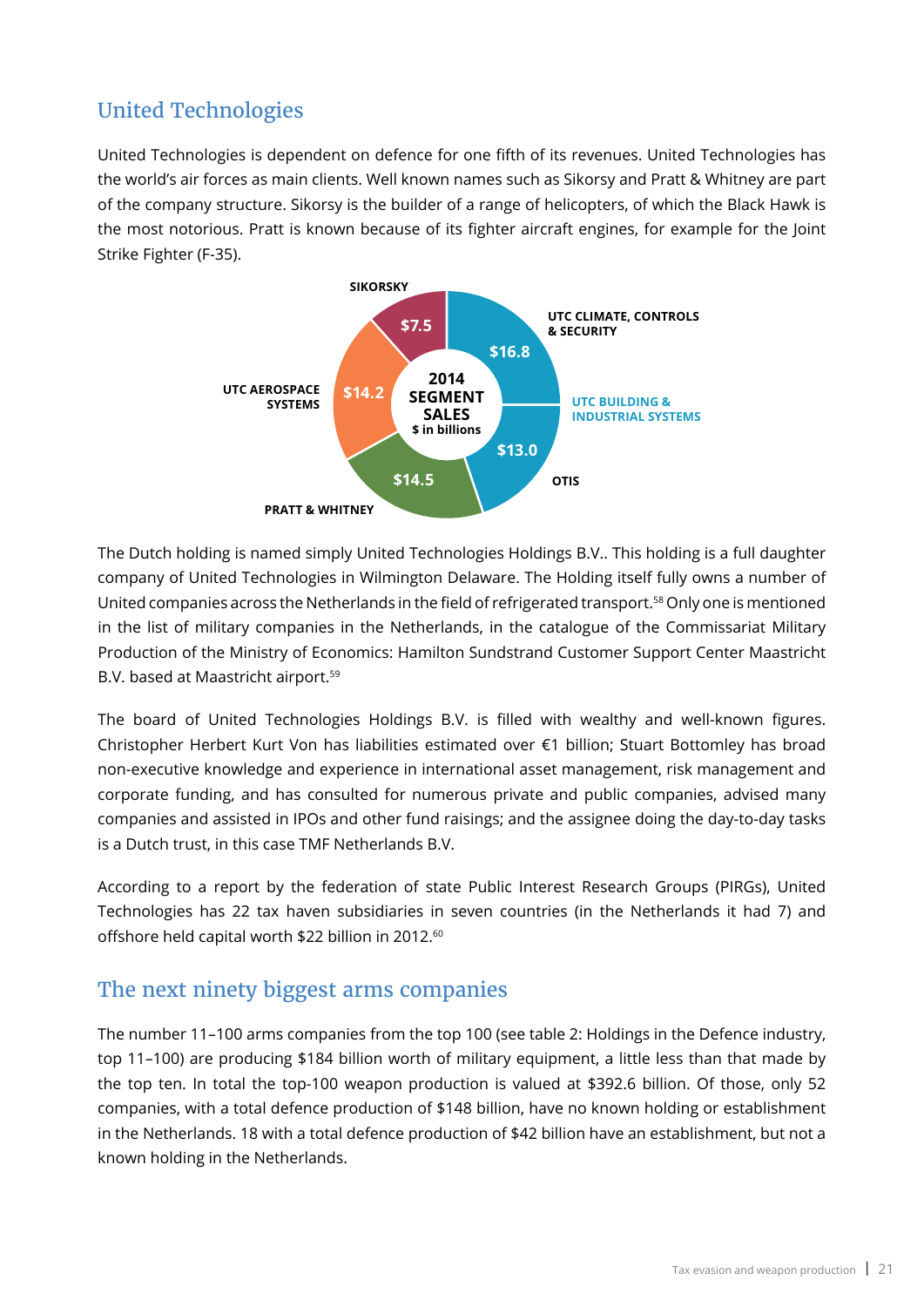## United Technologies

United Technologies is dependent on defence for one fifth of its revenues. United Technologies has the world's air forces as main clients. Well known names such as Sikorsy and Pratt & Whitney are part of the company structure. Sikorsy is the builder of a range of helicopters, of which the Black Hawk is the most notorious. Pratt is known because of its fighter aircraft engines, for example for the Joint Strike Fighter (F-35).

**2014 SEGMENT SALES** ($ in billions)

| Segment | Sales |
|---|---|
| SIKORSKY | $7.5 |
| UTC CLIMATE, CONTROLS & SECURITY | $16.8 |
| OTIS | $13.0 |
| PRATT & WHITNEY | $14.5 |
| UTC AEROSPACE SYSTEMS | $14.2 |

UTC BUILDING & INDUSTRIAL SYSTEMS: UTC Climate, Controls & Security; Otis

The Dutch holding is named simply United Technologies Holdings B.V.. This holding is a full daughter company of United Technologies in Wilmington Delaware. The Holding itself fully owns a number of United companies across the Netherlands in the field of refrigerated transport.[58] Only one is mentioned in the list of military companies in the Netherlands, in the catalogue of the Commissariat Military Production of the Ministry of Economics: Hamilton Sundstrand Customer Support Center Maastricht B.V. based at Maastricht airport.[59]

The board of United Technologies Holdings B.V. is filled with wealthy and well-known figures. Christopher Herbert Kurt Von has liabilities estimated over €1 billion; Stuart Bottomley has broad non-executive knowledge and experience in international asset management, risk management and corporate funding, and has consulted for numerous private and public companies, advised many companies and assisted in IPOs and other fund raisings; and the assignee doing the day-to-day tasks is a Dutch trust, in this case TMF Netherlands B.V.

According to a report by the federation of state Public Interest Research Groups (PIRGs), United Technologies has 22 tax haven subsidiaries in seven countries (in the Netherlands it had 7) and offshore held capital worth $22 billion in 2012.[60]

## The next ninety biggest arms companies

The number 11–100 arms companies from the top 100 (see table 2: Holdings in the Defence industry, top 11–100) are producing $184 billion worth of military equipment, a little less than that made by the top ten. In total the top-100 weapon production is valued at $392.6 billion. Of those, only 52 companies, with a total defence production of $148 billion, have no known holding or establishment in the Netherlands. 18 with a total defence production of $42 billion have an establishment, but not a known holding in the Netherlands.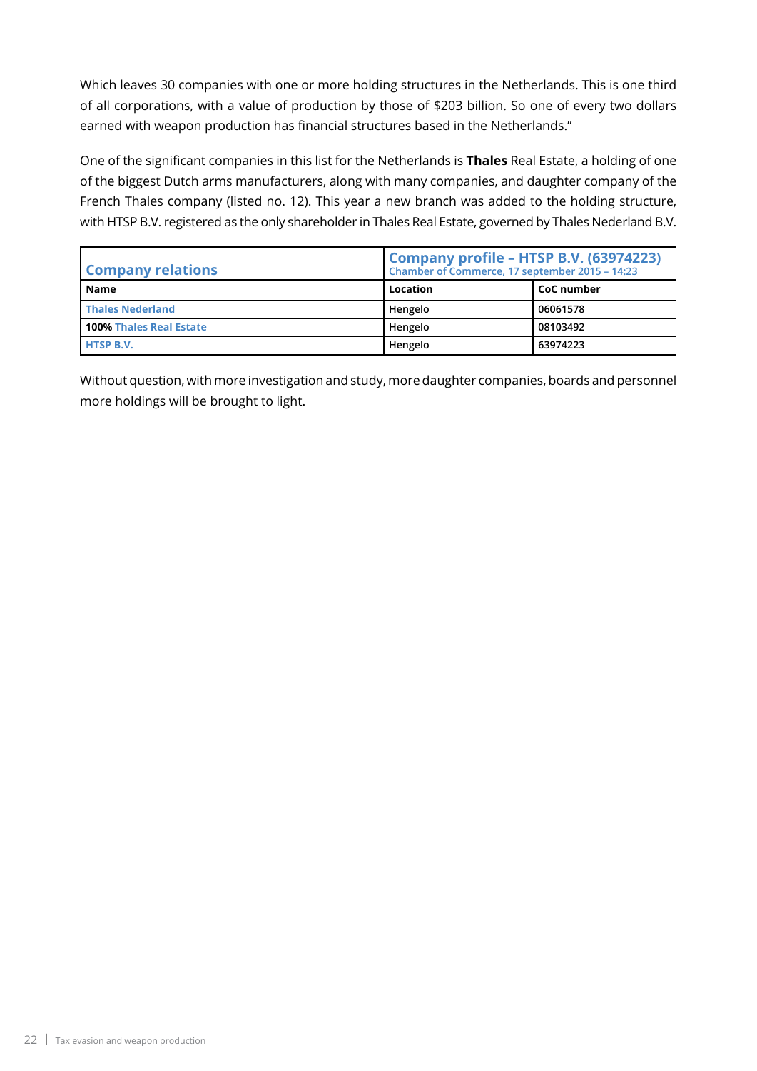Which leaves 30 companies with one or more holding structures in the Netherlands. This is one third of all corporations, with a value of production by those of $203 billion. So one of every two dollars earned with weapon production has financial structures based in the Netherlands."

One of the significant companies in this list for the Netherlands is **Thales** Real Estate, a holding of one of the biggest Dutch arms manufacturers, along with many companies, and daughter company of the French Thales company (listed no. 12). This year a new branch was added to the holding structure, with HTSP B.V. registered as the only shareholder in Thales Real Estate, governed by Thales Nederland B.V.

| **Company relations** | **Company profile – HTSP B.V. (63974223)** Chamber of Commerce, 17 september 2015 – 14:23 | |
|---|---|---|
| **Name** | **Location** | **CoC number** |
| **Thales Nederland** | Hengelo | 06061578 |
| **100% Thales Real Estate** | Hengelo | 08103492 |
| **HTSP B.V.** | Hengelo | 63974223 |

Without question, with more investigation and study, more daughter companies, boards and personnel more holdings will be brought to light.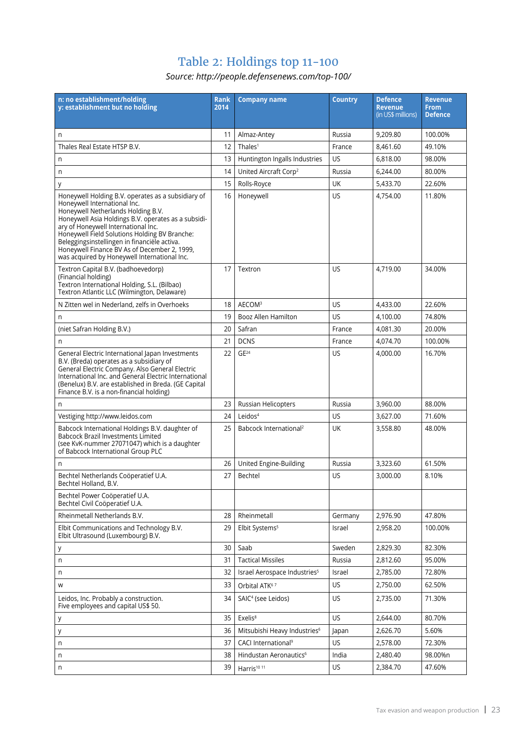# Table 2: Holdings top 11-100

*Source: http://people.defensenews.com/top-100/*

| n: no establishment/holding<br>y: establishment but no holding | Rank 2014 | Company name | Country | Defence Revenue (in US$ millions) | Revenue From Defence |
|---|---|---|---|---|---|
| n | 11 | Almaz-Antey | Russia | 9,209.80 | 100.00% |
| Thales Real Estate HTSP B.V. | 12 | Thales[1] | France | 8,461.60 | 49.10% |
| n | 13 | Huntington Ingalls Industries | US | 6,818.00 | 98.00% |
| n | 14 | United Aircraft Corp[2] | Russia | 6,244.00 | 80.00% |
| y | 15 | Rolls-Royce | UK | 5,433.70 | 22.60% |
| Honeywell Holding B.V. operates as a subsidiary of Honeywell International Inc.<br>Honeywell Netherlands Holding B.V.<br>Honeywell Asia Holdings B.V. operates as a subsidiary of Honeywell International Inc.<br>Honeywell Field Solutions Holding BV Branche: Beleggingsinstellingen in financiële activa.<br>Honeywell Finance BV As of December 2, 1999, was acquired by Honeywell International Inc. | 16 | Honeywell | US | 4,754.00 | 11.80% |
| Textron Capital B.V. (badhoevedorp)<br>(Financial holding)<br>Textron International Holding, S.L. (Bilbao)<br>Textron Atlantic LLC (Wilmington, Delaware) | 17 | Textron | US | 4,719.00 | 34.00% |
| N Zitten wel in Nederland, zelfs in Overhoeks | 18 | AECOM[3] | US | 4,433.00 | 22.60% |
| n | 19 | Booz Allen Hamilton | US | 4,100.00 | 74.80% |
| (niet Safran Holding B.V.) | 20 | Safran | France | 4,081.30 | 20.00% |
| n | 21 | DCNS | France | 4,074.70 | 100.00% |
| General Electric International Japan Investments B.V. (Breda) operates as a subsidiary of General Electric Company. Also General Electric International Inc. and General Electric International (Benelux) B.V. are established in Breda. (GE Capital Finance B.V. is a non-financial holding) | 22 | GE[24] | US | 4,000.00 | 16.70% |
| n | 23 | Russian Helicopters | Russia | 3,960.00 | 88.00% |
| Vestiging http://www.leidos.com | 24 | Leidos[4] | US | 3,627.00 | 71.60% |
| Babcock International Holdings B.V. daughter of Babcock Brazil Investments Limited<br>(see KvK-nummer 27071047) which is a daughter of Babcock International Group PLC | 25 | Babcock International[2] | UK | 3,558.80 | 48.00% |
| n | 26 | United Engine-Building | Russia | 3,323.60 | 61.50% |
| Bechtel Netherlands Coöperatief U.A.<br>Bechtel Holland, B.V. | 27 | Bechtel | US | 3,000.00 | 8.10% |
| Bechtel Power Coöperatief U.A.<br>Bechtel Civil Coöperatief U.A. | | | | | |
| Rheinmetall Netherlands B.V. | 28 | Rheinmetall | Germany | 2,976.90 | 47.80% |
| Elbit Communications and Technology B.V.<br>Elbit Ultrasound (Luxembourg) B.V. | 29 | Elbit Systems[5] | Israel | 2,958.20 | 100.00% |
| y | 30 | Saab | Sweden | 2,829.30 | 82.30% |
| n | 31 | Tactical Missiles | Russia | 2,812.60 | 95.00% |
| n | 32 | Israel Aerospace Industries[5] | Israel | 2,785.00 | 72.80% |
| w | 33 | Orbital ATK[6 7] | US | 2,750.00 | 62.50% |
| Leidos, Inc. Probably a construction.<br>Five employees and capital US$ 50. | 34 | SAIC[4] (see Leidos) | US | 2,735.00 | 71.30% |
| y | 35 | Exelis[8] | US | 2,644.00 | 80.70% |
| y | 36 | Mitsubishi Heavy Industries[6] | Japan | 2,626.70 | 5.60% |
| n | 37 | CACI International[9] | US | 2,578.00 | 72.30% |
| n | 38 | Hindustan Aeronautics[6] | India | 2,480.40 | 98.00%n |
| n | 39 | Harris[10 11] | US | 2,384.70 | 47.60% |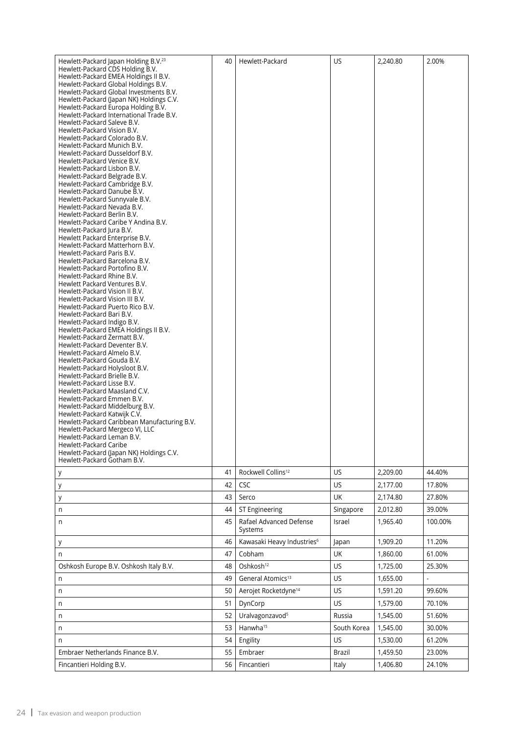| | | | | | |
|---|---|---|---|---|---|
| Hewlett-Packard Japan Holding B.V.[23] Hewlett-Packard CDS Holding B.V. Hewlett-Packard EMEA Holdings II B.V. Hewlett-Packard Global Holdings B.V. Hewlett-Packard Global Investments B.V. Hewlett-Packard (Japan NK) Holdings C.V. Hewlett-Packard Europa Holding B.V. Hewlett-Packard International Trade B.V. Hewlett-Packard Saleve B.V. Hewlett-Packard Vision B.V. Hewlett-Packard Colorado B.V. Hewlett-Packard Munich B.V. Hewlett-Packard Dusseldorf B.V. Hewlett-Packard Venice B.V. Hewlett-Packard Lisbon B.V. Hewlett-Packard Belgrade B.V. Hewlett-Packard Cambridge B.V. Hewlett-Packard Danube B.V. Hewlett-Packard Sunnyvale B.V. Hewlett-Packard Nevada B.V. Hewlett-Packard Berlin B.V. Hewlett-Packard Caribe Y Andina B.V. Hewlett-Packard Jura B.V. Hewlett Packard Enterprise B.V. Hewlett-Packard Matterhorn B.V. Hewlett-Packard Paris B.V. Hewlett-Packard Barcelona B.V. Hewlett-Packard Portofino B.V. Hewlett-Packard Rhine B.V. Hewlett Packard Ventures B.V. Hewlett-Packard Vision II B.V. Hewlett-Packard Vision III B.V. Hewlett-Packard Puerto Rico B.V. Hewlett-Packard Bari B.V. Hewlett-Packard Indigo B.V. Hewlett-Packard EMEA Holdings II B.V. Hewlett-Packard Zermatt B.V. Hewlett-Packard Deventer B.V. Hewlett-Packard Almelo B.V. Hewlett-Packard Gouda B.V. Hewlett-Packard Holysloot B.V. Hewlett-Packard Brielle B.V. Hewlett-Packard Lisse B.V. Hewlett-Packard Maasland C.V. Hewlett-Packard Emmen B.V. Hewlett-Packard Middelburg B.V. Hewlett-Packard Katwijk C.V. Hewlett-Packard Caribbean Manufacturing B.V. Hewlett-Packard Mergeco VI, LLC Hewlett-Packard Leman B.V. Hewlett-Packard Caribe Hewlett-Packard (Japan NK) Holdings C.V. Hewlett-Packard Gotham B.V. | 40 | Hewlett-Packard | US | 2,240.80 | 2.00% |
| y | 41 | Rockwell Collins[12] | US | 2,209.00 | 44.40% |
| y | 42 | CSC | US | 2,177.00 | 17.80% |
| y | 43 | Serco | UK | 2,174.80 | 27.80% |
| n | 44 | ST Engineering | Singapore | 2,012.80 | 39.00% |
| n | 45 | Rafael Advanced Defense Systems | Israel | 1,965.40 | 100.00% |
| y | 46 | Kawasaki Heavy Industries[6] | Japan | 1,909.20 | 11.20% |
| n | 47 | Cobham | UK | 1,860.00 | 61.00% |
| Oshkosh Europe B.V. Oshkosh Italy B.V. | 48 | Oshkosh[12] | US | 1,725.00 | 25.30% |
| n | 49 | General Atomics[13] | US | 1,655.00 | - |
| n | 50 | Aerojet Rocketdyne[14] | US | 1,591.20 | 99.60% |
| n | 51 | DynCorp | US | 1,579.00 | 70.10% |
| n | 52 | Uralvagonzavod[5] | Russia | 1,545.00 | 51.60% |
| n | 53 | Hanwha[15] | South Korea | 1,545.00 | 30.00% |
| n | 54 | Engility | US | 1,530.00 | 61.20% |
| Embraer Netherlands Finance B.V. | 55 | Embraer | Brazil | 1,459.50 | 23.00% |
| Fincantieri Holding B.V. | 56 | Fincantieri | Italy | 1,406.80 | 24.10% |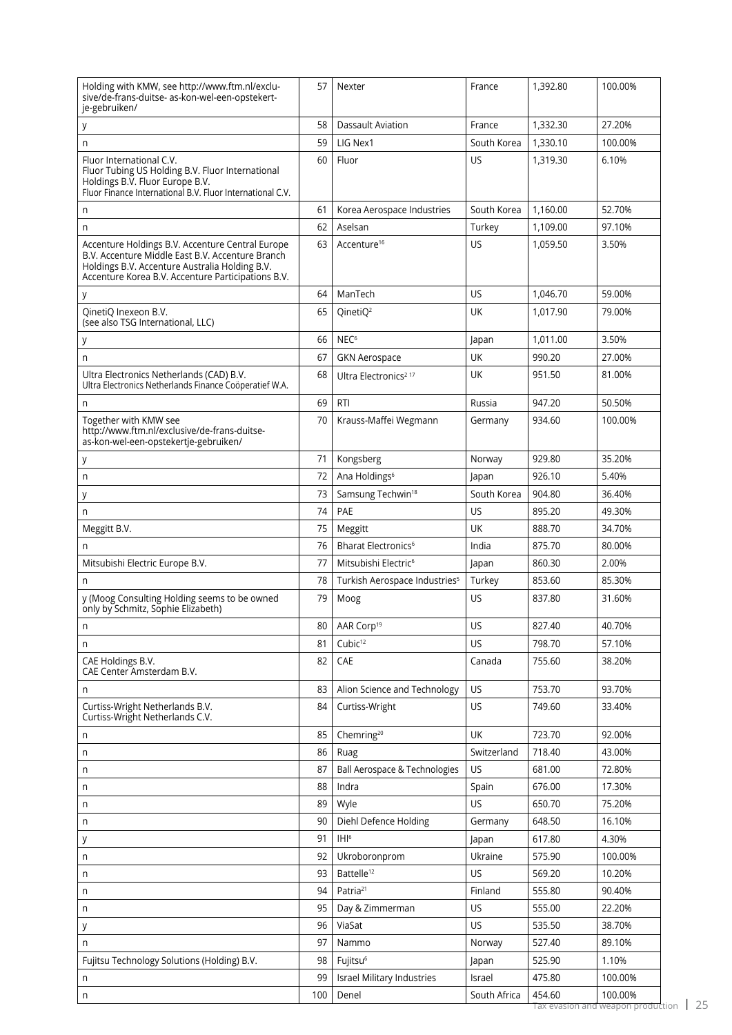| | | | | | |
|---|---|---|---|---|---|
| Holding with KMW, see http://www.ftm.nl/exclusive/de-frans-duitse- as-kon-wel-een-opstekertje-gebruiken/ | 57 | Nexter | France | 1,392.80 | 100.00% |
| y | 58 | Dassault Aviation | France | 1,332.30 | 27.20% |
| n | 59 | LIG Nex1 | South Korea | 1,330.10 | 100.00% |
| Fluor International C.V. Fluor Tubing US Holding B.V. Fluor International Holdings B.V. Fluor Europe B.V. Fluor Finance International B.V. Fluor International C.V. | 60 | Fluor | US | 1,319.30 | 6.10% |
| n | 61 | Korea Aerospace Industries | South Korea | 1,160.00 | 52.70% |
| n | 62 | Aselsan | Turkey | 1,109.00 | 97.10% |
| Accenture Holdings B.V. Accenture Central Europe B.V. Accenture Middle East B.V. Accenture Branch Holdings B.V. Accenture Australia Holding B.V. Accenture Korea B.V. Accenture Participations B.V. | 63 | Accenture[16] | US | 1,059.50 | 3.50% |
| y | 64 | ManTech | US | 1,046.70 | 59.00% |
| QinetiQ Inexeon B.V. (see also TSG International, LLC) | 65 | QinetiQ[2] | UK | 1,017.90 | 79.00% |
| y | 66 | NEC[6] | Japan | 1,011.00 | 3.50% |
| n | 67 | GKN Aerospace | UK | 990.20 | 27.00% |
| Ultra Electronics Netherlands (CAD) B.V. Ultra Electronics Netherlands Finance Coöperatief W.A. | 68 | Ultra Electronics[2] [17] | UK | 951.50 | 81.00% |
| n | 69 | RTI | Russia | 947.20 | 50.50% |
| Together with KMW see http://www.ftm.nl/exclusive/de-frans-duitse-as-kon-wel-een-opstekertje-gebruiken/ | 70 | Krauss-Maffei Wegmann | Germany | 934.60 | 100.00% |
| y | 71 | Kongsberg | Norway | 929.80 | 35.20% |
| n | 72 | Ana Holdings[6] | Japan | 926.10 | 5.40% |
| y | 73 | Samsung Techwin[18] | South Korea | 904.80 | 36.40% |
| n | 74 | PAE | US | 895.20 | 49.30% |
| Meggitt B.V. | 75 | Meggitt | UK | 888.70 | 34.70% |
| n | 76 | Bharat Electronics[6] | India | 875.70 | 80.00% |
| Mitsubishi Electric Europe B.V. | 77 | Mitsubishi Electric[6] | Japan | 860.30 | 2.00% |
| n | 78 | Turkish Aerospace Industries[5] | Turkey | 853.60 | 85.30% |
| y (Moog Consulting Holding seems to be owned only by Schmitz, Sophie Elizabeth) | 79 | Moog | US | 837.80 | 31.60% |
| n | 80 | AAR Corp[19] | US | 827.40 | 40.70% |
| n | 81 | Cubic[12] | US | 798.70 | 57.10% |
| CAE Holdings B.V. CAE Center Amsterdam B.V. | 82 | CAE | Canada | 755.60 | 38.20% |
| n | 83 | Alion Science and Technology | US | 753.70 | 93.70% |
| Curtiss-Wright Netherlands B.V. Curtiss-Wright Netherlands C.V. | 84 | Curtiss-Wright | US | 749.60 | 33.40% |
| n | 85 | Chemring[20] | UK | 723.70 | 92.00% |
| n | 86 | Ruag | Switzerland | 718.40 | 43.00% |
| n | 87 | Ball Aerospace & Technologies | US | 681.00 | 72.80% |
| n | 88 | Indra | Spain | 676.00 | 17.30% |
| n | 89 | Wyle | US | 650.70 | 75.20% |
| n | 90 | Diehl Defence Holding | Germany | 648.50 | 16.10% |
| y | 91 | IHI[6] | Japan | 617.80 | 4.30% |
| n | 92 | Ukroboronprom | Ukraine | 575.90 | 100.00% |
| n | 93 | Battelle[12] | US | 569.20 | 10.20% |
| n | 94 | Patria[21] | Finland | 555.80 | 90.40% |
| n | 95 | Day & Zimmerman | US | 555.00 | 22.20% |
| y | 96 | ViaSat | US | 535.50 | 38.70% |
| n | 97 | Nammo | Norway | 527.40 | 89.10% |
| Fujitsu Technology Solutions (Holding) B.V. | 98 | Fujitsu[6] | Japan | 525.90 | 1.10% |
| n | 99 | Israel Military Industries | Israel | 475.80 | 100.00% |
| n | 100 | Denel | South Africa | 454.60 | 100.00% |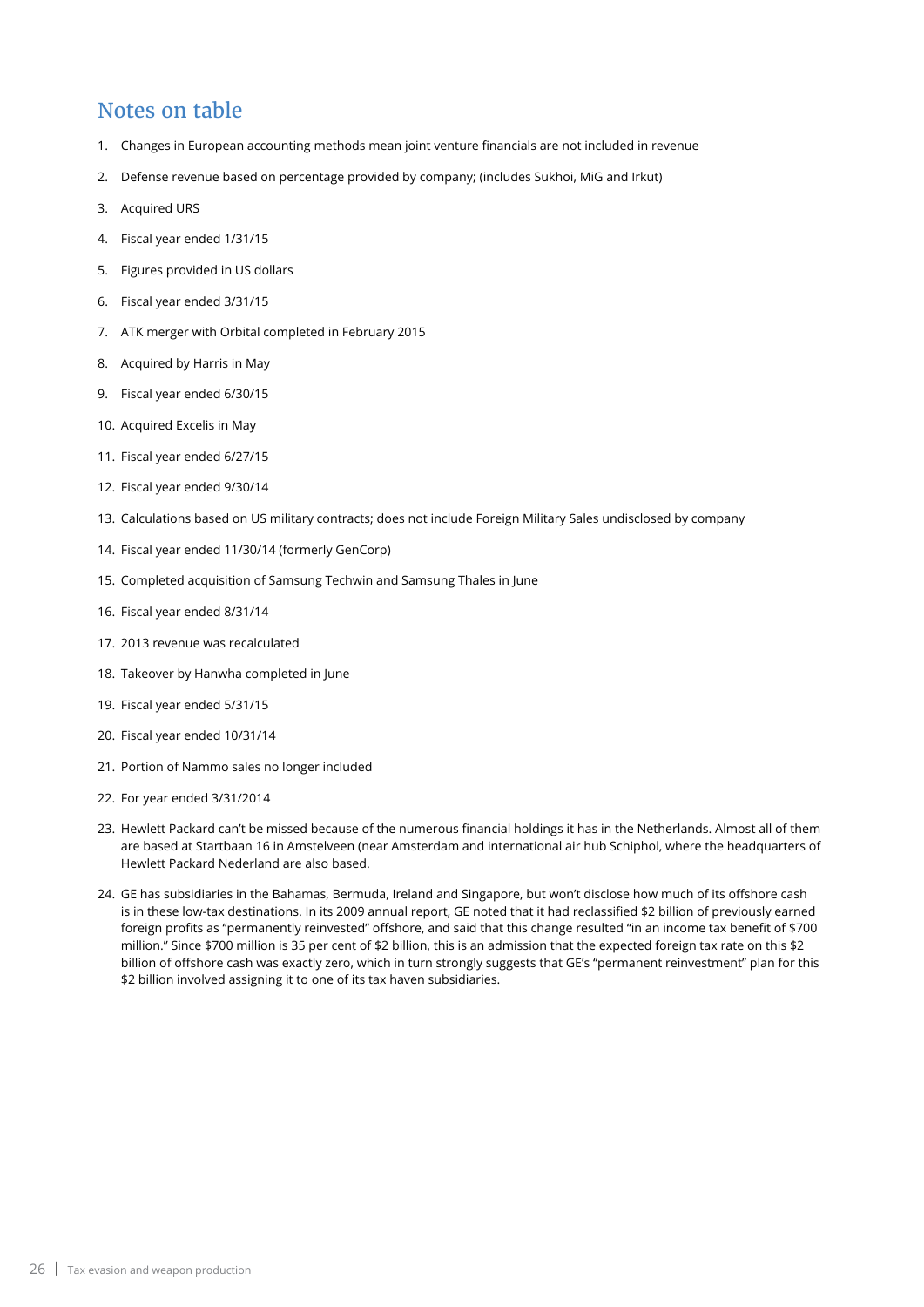## Notes on table

1. Changes in European accounting methods mean joint venture financials are not included in revenue
2. Defense revenue based on percentage provided by company; (includes Sukhoi, MiG and Irkut)
3. Acquired URS
4. Fiscal year ended 1/31/15
5. Figures provided in US dollars
6. Fiscal year ended 3/31/15
7. ATK merger with Orbital completed in February 2015
8. Acquired by Harris in May
9. Fiscal year ended 6/30/15
10. Acquired Excelis in May
11. Fiscal year ended 6/27/15
12. Fiscal year ended 9/30/14
13. Calculations based on US military contracts; does not include Foreign Military Sales undisclosed by company
14. Fiscal year ended 11/30/14 (formerly GenCorp)
15. Completed acquisition of Samsung Techwin and Samsung Thales in June
16. Fiscal year ended 8/31/14
17. 2013 revenue was recalculated
18. Takeover by Hanwha completed in June
19. Fiscal year ended 5/31/15
20. Fiscal year ended 10/31/14
21. Portion of Nammo sales no longer included
22. For year ended 3/31/2014
23. Hewlett Packard can't be missed because of the numerous financial holdings it has in the Netherlands. Almost all of them are based at Startbaan 16 in Amstelveen (near Amsterdam and international air hub Schiphol, where the headquarters of Hewlett Packard Nederland are also based.
24. GE has subsidiaries in the Bahamas, Bermuda, Ireland and Singapore, but won't disclose how much of its offshore cash is in these low-tax destinations. In its 2009 annual report, GE noted that it had reclassified $2 billion of previously earned foreign profits as "permanently reinvested" offshore, and said that this change resulted "in an income tax benefit of $700 million." Since $700 million is 35 per cent of $2 billion, this is an admission that the expected foreign tax rate on this $2 billion of offshore cash was exactly zero, which in turn strongly suggests that GE's "permanent reinvestment" plan for this $2 billion involved assigning it to one of its tax haven subsidiaries.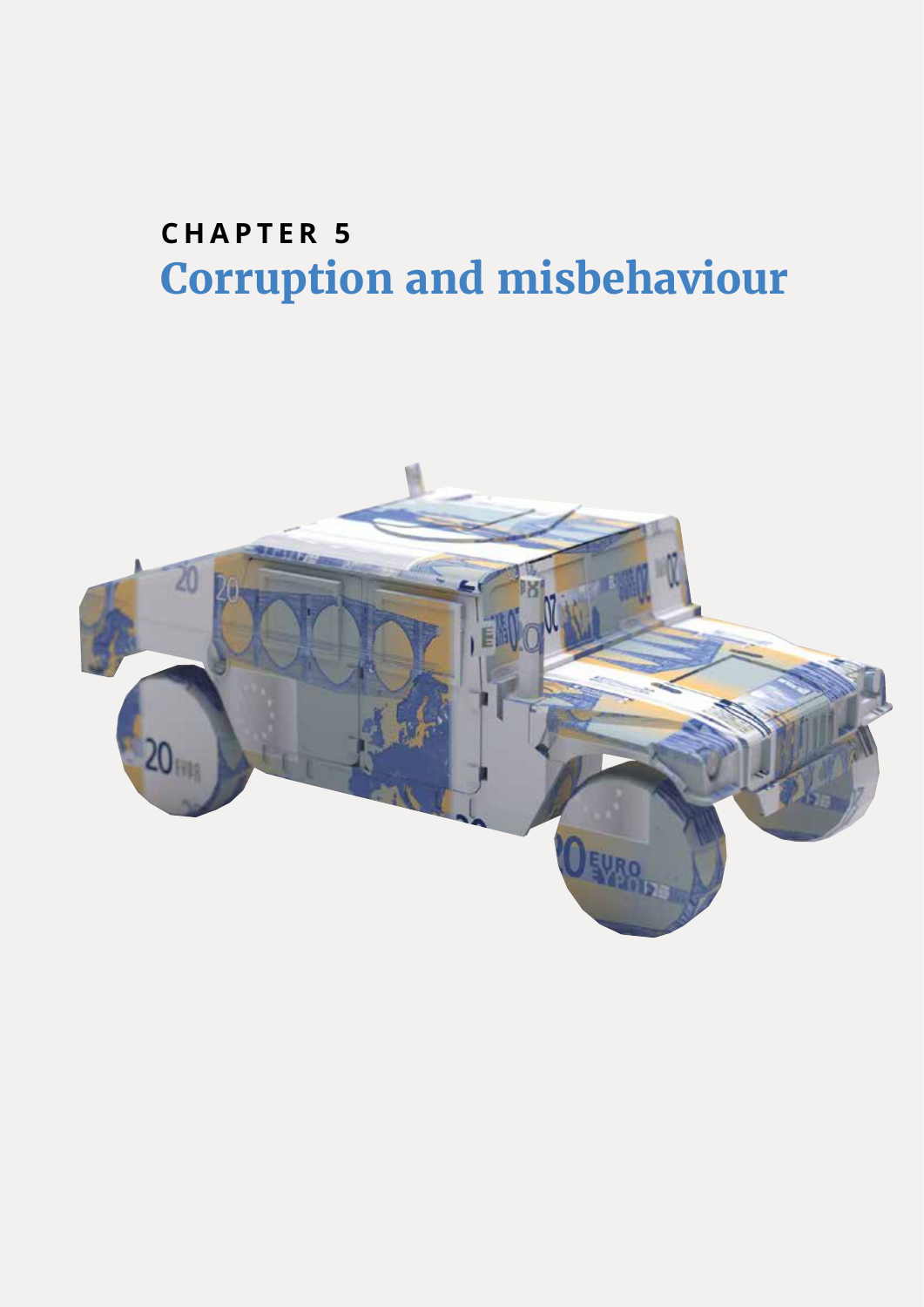CHAPTER 5

# Corruption and misbehaviour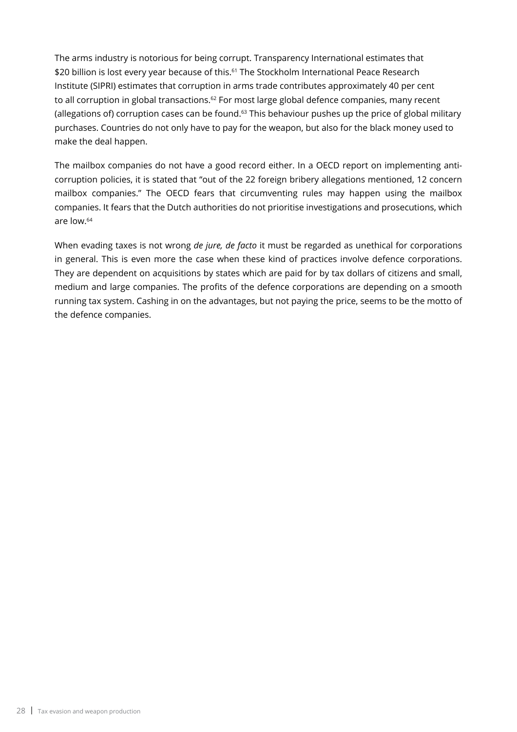The arms industry is notorious for being corrupt. Transparency International estimates that $20 billion is lost every year because of this.[61] The Stockholm International Peace Research Institute (SIPRI) estimates that corruption in arms trade contributes approximately 40 per cent to all corruption in global transactions.[62] For most large global defence companies, many recent (allegations of) corruption cases can be found.[63] This behaviour pushes up the price of global military purchases. Countries do not only have to pay for the weapon, but also for the black money used to make the deal happen.

The mailbox companies do not have a good record either. In a OECD report on implementing anti-corruption policies, it is stated that "out of the 22 foreign bribery allegations mentioned, 12 concern mailbox companies." The OECD fears that circumventing rules may happen using the mailbox companies. It fears that the Dutch authorities do not prioritise investigations and prosecutions, which are low.[64]

When evading taxes is not wrong *de jure, de facto* it must be regarded as unethical for corporations in general. This is even more the case when these kind of practices involve defence corporations. They are dependent on acquisitions by states which are paid for by tax dollars of citizens and small, medium and large companies. The profits of the defence corporations are depending on a smooth running tax system. Cashing in on the advantages, but not paying the price, seems to be the motto of the defence companies.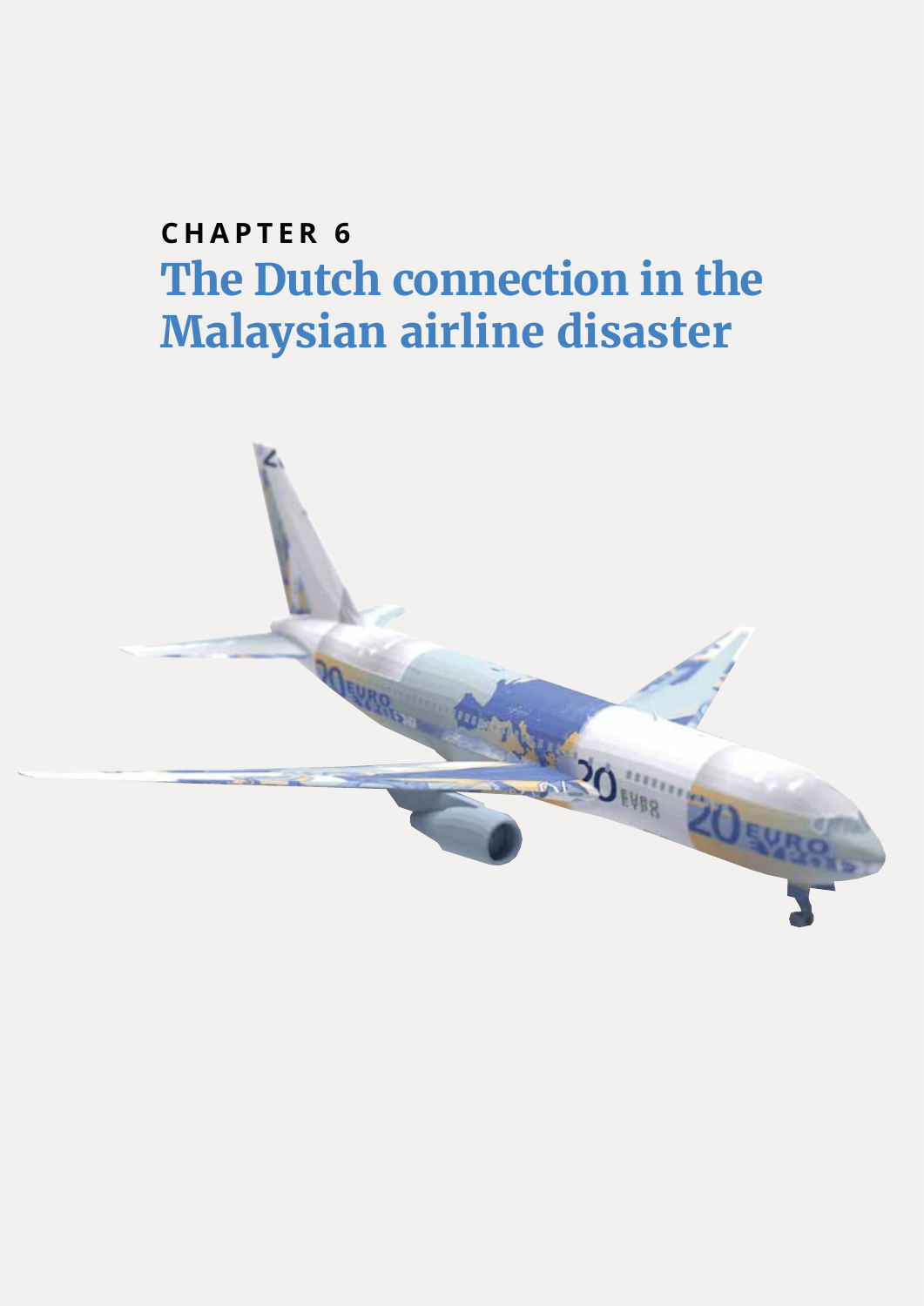CHAPTER 6

# The Dutch connection in the Malaysian airline disaster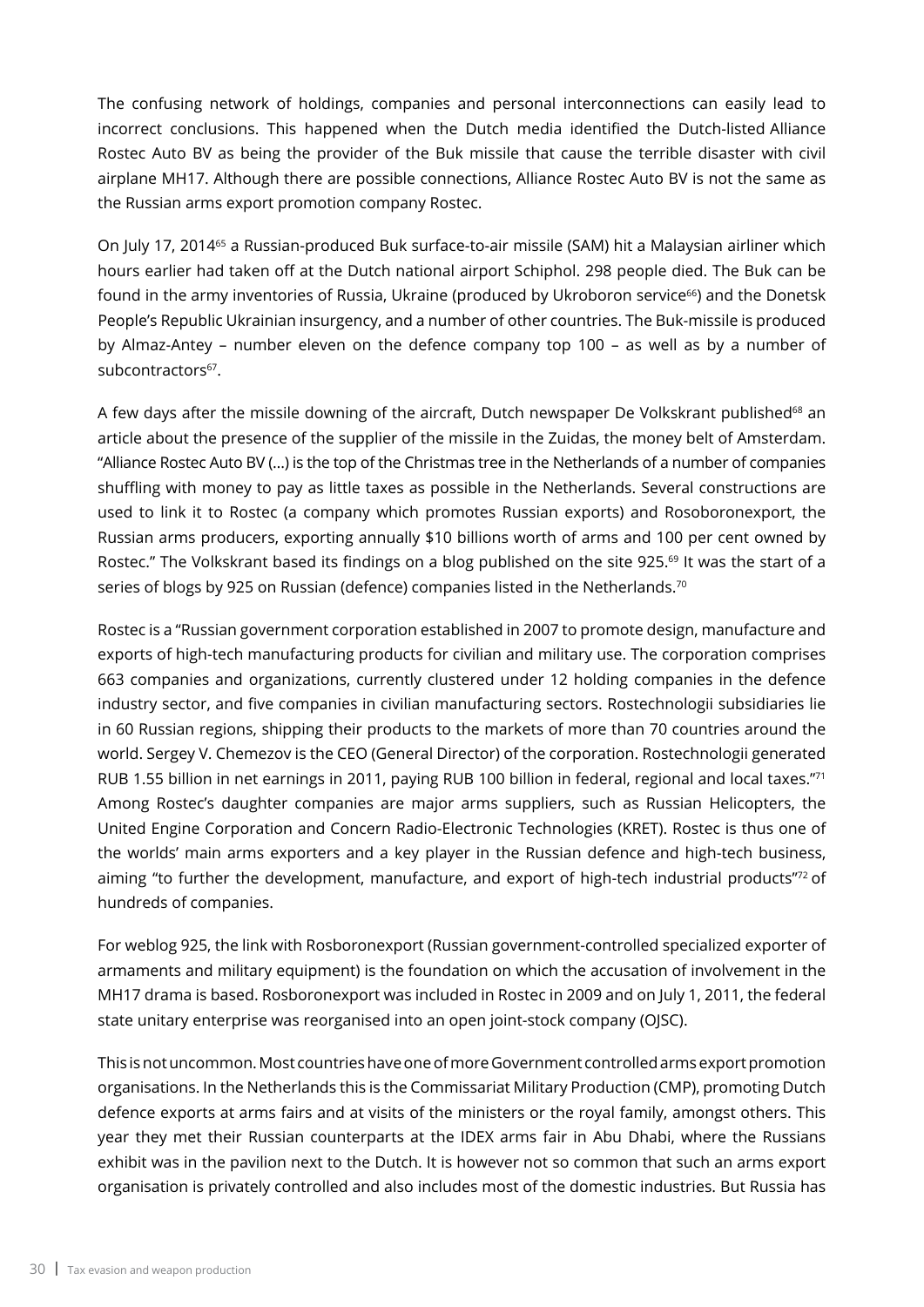The confusing network of holdings, companies and personal interconnections can easily lead to incorrect conclusions. This happened when the Dutch media identified the Dutch-listed Alliance Rostec Auto BV as being the provider of the Buk missile that cause the terrible disaster with civil airplane MH17. Although there are possible connections, Alliance Rostec Auto BV is not the same as the Russian arms export promotion company Rostec.

On July 17, 2014[65] a Russian-produced Buk surface-to-air missile (SAM) hit a Malaysian airliner which hours earlier had taken off at the Dutch national airport Schiphol. 298 people died. The Buk can be found in the army inventories of Russia, Ukraine (produced by Ukroboron service[66]) and the Donetsk People's Republic Ukrainian insurgency, and a number of other countries. The Buk-missile is produced by Almaz-Antey – number eleven on the defence company top 100 – as well as by a number of subcontractors[67].

A few days after the missile downing of the aircraft, Dutch newspaper De Volkskrant published[68] an article about the presence of the supplier of the missile in the Zuidas, the money belt of Amsterdam. "Alliance Rostec Auto BV (...) is the top of the Christmas tree in the Netherlands of a number of companies shuffling with money to pay as little taxes as possible in the Netherlands. Several constructions are used to link it to Rostec (a company which promotes Russian exports) and Rosoboronexport, the Russian arms producers, exporting annually $10 billions worth of arms and 100 per cent owned by Rostec." The Volkskrant based its findings on a blog published on the site 925.[69] It was the start of a series of blogs by 925 on Russian (defence) companies listed in the Netherlands.[70]

Rostec is a "Russian government corporation established in 2007 to promote design, manufacture and exports of high-tech manufacturing products for civilian and military use. The corporation comprises 663 companies and organizations, currently clustered under 12 holding companies in the defence industry sector, and five companies in civilian manufacturing sectors. Rostechnologii subsidiaries lie in 60 Russian regions, shipping their products to the markets of more than 70 countries around the world. Sergey V. Chemezov is the CEO (General Director) of the corporation. Rostechnologii generated RUB 1.55 billion in net earnings in 2011, paying RUB 100 billion in federal, regional and local taxes."[71] Among Rostec's daughter companies are major arms suppliers, such as Russian Helicopters, the United Engine Corporation and Concern Radio-Electronic Technologies (KRET). Rostec is thus one of the worlds' main arms exporters and a key player in the Russian defence and high-tech business, aiming "to further the development, manufacture, and export of high-tech industrial products"[72] of hundreds of companies.

For weblog 925, the link with Rosboronexport (Russian government-controlled specialized exporter of armaments and military equipment) is the foundation on which the accusation of involvement in the MH17 drama is based. Rosboronexport was included in Rostec in 2009 and on July 1, 2011, the federal state unitary enterprise was reorganised into an open joint-stock company (OJSC).

This is not uncommon. Most countries have one of more Government controlled arms export promotion organisations. In the Netherlands this is the Commissariat Military Production (CMP), promoting Dutch defence exports at arms fairs and at visits of the ministers or the royal family, amongst others. This year they met their Russian counterparts at the IDEX arms fair in Abu Dhabi, where the Russians exhibit was in the pavilion next to the Dutch. It is however not so common that such an arms export organisation is privately controlled and also includes most of the domestic industries. But Russia has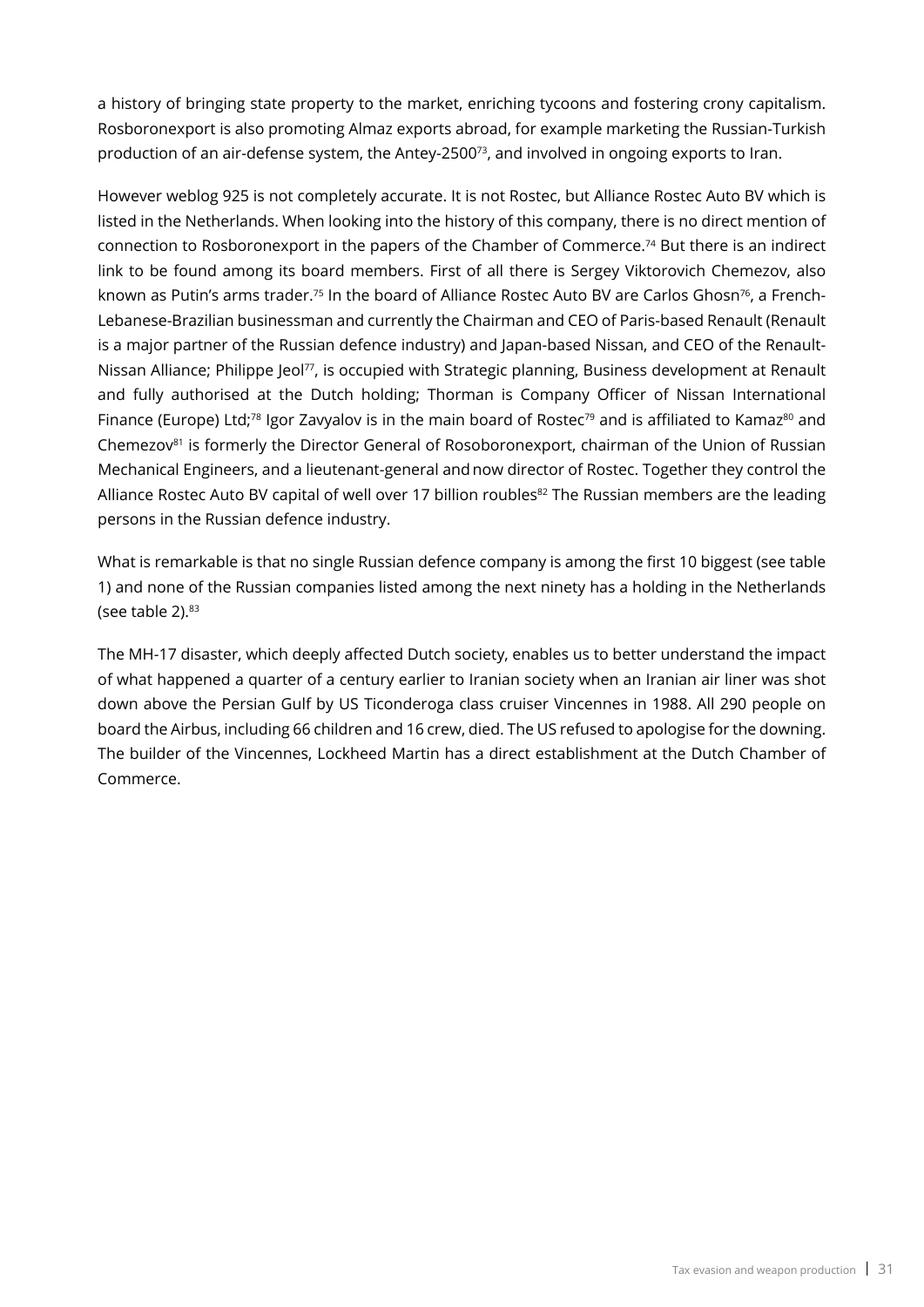a history of bringing state property to the market, enriching tycoons and fostering crony capitalism. Rosboronexport is also promoting Almaz exports abroad, for example marketing the Russian-Turkish production of an air-defense system, the Antey-2500[73], and involved in ongoing exports to Iran.

However weblog 925 is not completely accurate. It is not Rostec, but Alliance Rostec Auto BV which is listed in the Netherlands. When looking into the history of this company, there is no direct mention of connection to Rosboronexport in the papers of the Chamber of Commerce.[74] But there is an indirect link to be found among its board members. First of all there is Sergey Viktorovich Chemezov, also known as Putin's arms trader.[75] In the board of Alliance Rostec Auto BV are Carlos Ghosn[76], a French-Lebanese-Brazilian businessman and currently the Chairman and CEO of Paris-based Renault (Renault is a major partner of the Russian defence industry) and Japan-based Nissan, and CEO of the Renault-Nissan Alliance; Philippe Jeol[77], is occupied with Strategic planning, Business development at Renault and fully authorised at the Dutch holding; Thorman is Company Officer of Nissan International Finance (Europe) Ltd;[78] Igor Zavyalov is in the main board of Rostec[79] and is affiliated to Kamaz[80] and Chemezov[81] is formerly the Director General of Rosoboronexport, chairman of the Union of Russian Mechanical Engineers, and a lieutenant-general and now director of Rostec. Together they control the Alliance Rostec Auto BV capital of well over 17 billion roubles[82] The Russian members are the leading persons in the Russian defence industry.

What is remarkable is that no single Russian defence company is among the first 10 biggest (see table 1) and none of the Russian companies listed among the next ninety has a holding in the Netherlands (see table 2).[83]

The MH-17 disaster, which deeply affected Dutch society, enables us to better understand the impact of what happened a quarter of a century earlier to Iranian society when an Iranian air liner was shot down above the Persian Gulf by US Ticonderoga class cruiser Vincennes in 1988. All 290 people on board the Airbus, including 66 children and 16 crew, died. The US refused to apologise for the downing. The builder of the Vincennes, Lockheed Martin has a direct establishment at the Dutch Chamber of Commerce.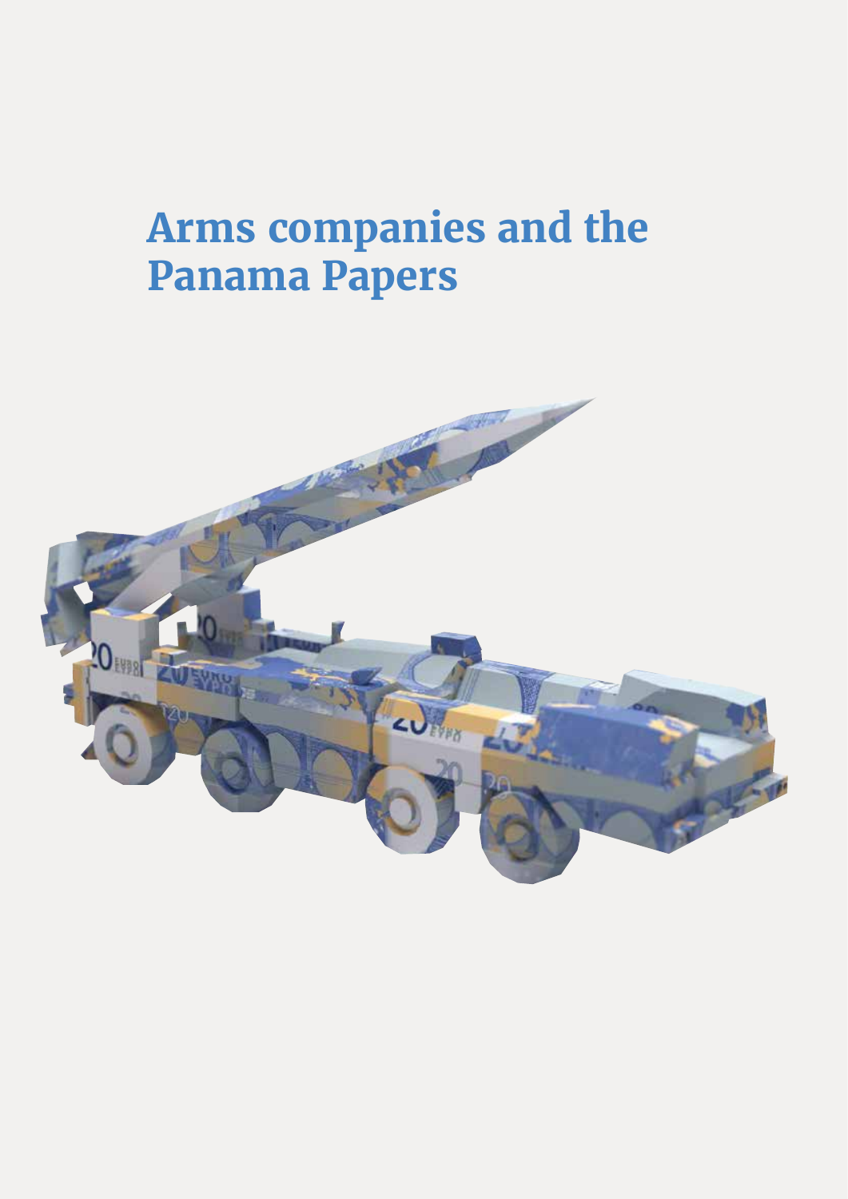# Arms companies and the Panama Papers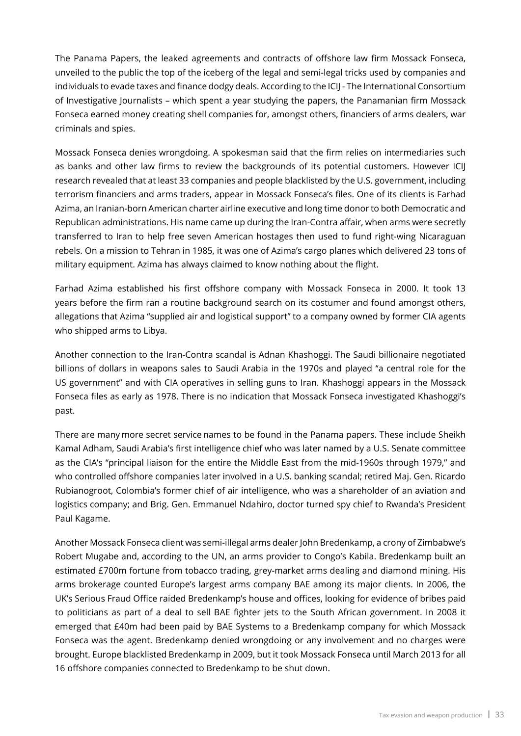The Panama Papers, the leaked agreements and contracts of offshore law firm Mossack Fonseca, unveiled to the public the top of the iceberg of the legal and semi-legal tricks used by companies and individuals to evade taxes and finance dodgy deals. According to the ICIJ - The International Consortium of Investigative Journalists – which spent a year studying the papers, the Panamanian firm Mossack Fonseca earned money creating shell companies for, amongst others, financiers of arms dealers, war criminals and spies.

Mossack Fonseca denies wrongdoing. A spokesman said that the firm relies on intermediaries such as banks and other law firms to review the backgrounds of its potential customers. However ICIJ research revealed that at least 33 companies and people blacklisted by the U.S. government, including terrorism financiers and arms traders, appear in Mossack Fonseca's files. One of its clients is Farhad Azima, an Iranian-born American charter airline executive and long time donor to both Democratic and Republican administrations. His name came up during the Iran-Contra affair, when arms were secretly transferred to Iran to help free seven American hostages then used to fund right-wing Nicaraguan rebels. On a mission to Tehran in 1985, it was one of Azima's cargo planes which delivered 23 tons of military equipment. Azima has always claimed to know nothing about the flight.

Farhad Azima established his first offshore company with Mossack Fonseca in 2000. It took 13 years before the firm ran a routine background search on its costumer and found amongst others, allegations that Azima "supplied air and logistical support" to a company owned by former CIA agents who shipped arms to Libya.

Another connection to the Iran-Contra scandal is Adnan Khashoggi. The Saudi billionaire negotiated billions of dollars in weapons sales to Saudi Arabia in the 1970s and played "a central role for the US government" and with CIA operatives in selling guns to Iran. Khashoggi appears in the Mossack Fonseca files as early as 1978. There is no indication that Mossack Fonseca investigated Khashoggi's past.

There are many more secret service names to be found in the Panama papers. These include Sheikh Kamal Adham, Saudi Arabia's first intelligence chief who was later named by a U.S. Senate committee as the CIA's "principal liaison for the entire the Middle East from the mid-1960s through 1979," and who controlled offshore companies later involved in a U.S. banking scandal; retired Maj. Gen. Ricardo Rubianogroot, Colombia's former chief of air intelligence, who was a shareholder of an aviation and logistics company; and Brig. Gen. Emmanuel Ndahiro, doctor turned spy chief to Rwanda's President Paul Kagame.

Another Mossack Fonseca client was semi-illegal arms dealer John Bredenkamp, a crony of Zimbabwe's Robert Mugabe and, according to the UN, an arms provider to Congo's Kabila. Bredenkamp built an estimated £700m fortune from tobacco trading, grey-market arms dealing and diamond mining. His arms brokerage counted Europe's largest arms company BAE among its major clients. In 2006, the UK's Serious Fraud Office raided Bredenkamp's house and offices, looking for evidence of bribes paid to politicians as part of a deal to sell BAE fighter jets to the South African government. In 2008 it emerged that £40m had been paid by BAE Systems to a Bredenkamp company for which Mossack Fonseca was the agent. Bredenkamp denied wrongdoing or any involvement and no charges were brought. Europe blacklisted Bredenkamp in 2009, but it took Mossack Fonseca until March 2013 for all 16 offshore companies connected to Bredenkamp to be shut down.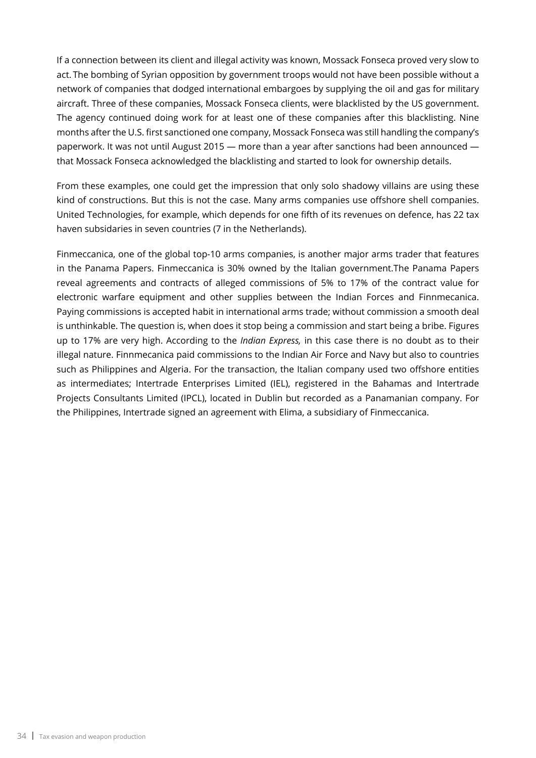If a connection between its client and illegal activity was known, Mossack Fonseca proved very slow to act. The bombing of Syrian opposition by government troops would not have been possible without a network of companies that dodged international embargoes by supplying the oil and gas for military aircraft. Three of these companies, Mossack Fonseca clients, were blacklisted by the US government. The agency continued doing work for at least one of these companies after this blacklisting. Nine months after the U.S. first sanctioned one company, Mossack Fonseca was still handling the company's paperwork. It was not until August 2015 — more than a year after sanctions had been announced — that Mossack Fonseca acknowledged the blacklisting and started to look for ownership details.

From these examples, one could get the impression that only solo shadowy villains are using these kind of constructions. But this is not the case. Many arms companies use offshore shell companies. United Technologies, for example, which depends for one fifth of its revenues on defence, has 22 tax haven subsidaries in seven countries (7 in the Netherlands).

Finmeccanica, one of the global top-10 arms companies, is another major arms trader that features in the Panama Papers. Finmeccanica is 30% owned by the Italian government.The Panama Papers reveal agreements and contracts of alleged commissions of 5% to 17% of the contract value for electronic warfare equipment and other supplies between the Indian Forces and Finnmecanica. Paying commissions is accepted habit in international arms trade; without commission a smooth deal is unthinkable. The question is, when does it stop being a commission and start being a bribe. Figures up to 17% are very high. According to the *Indian Express,* in this case there is no doubt as to their illegal nature. Finnmecanica paid commissions to the Indian Air Force and Navy but also to countries such as Philippines and Algeria. For the transaction, the Italian company used two offshore entities as intermediates; Intertrade Enterprises Limited (IEL), registered in the Bahamas and Intertrade Projects Consultants Limited (IPCL), located in Dublin but recorded as a Panamanian company. For the Philippines, Intertrade signed an agreement with Elima, a subsidiary of Finmeccanica.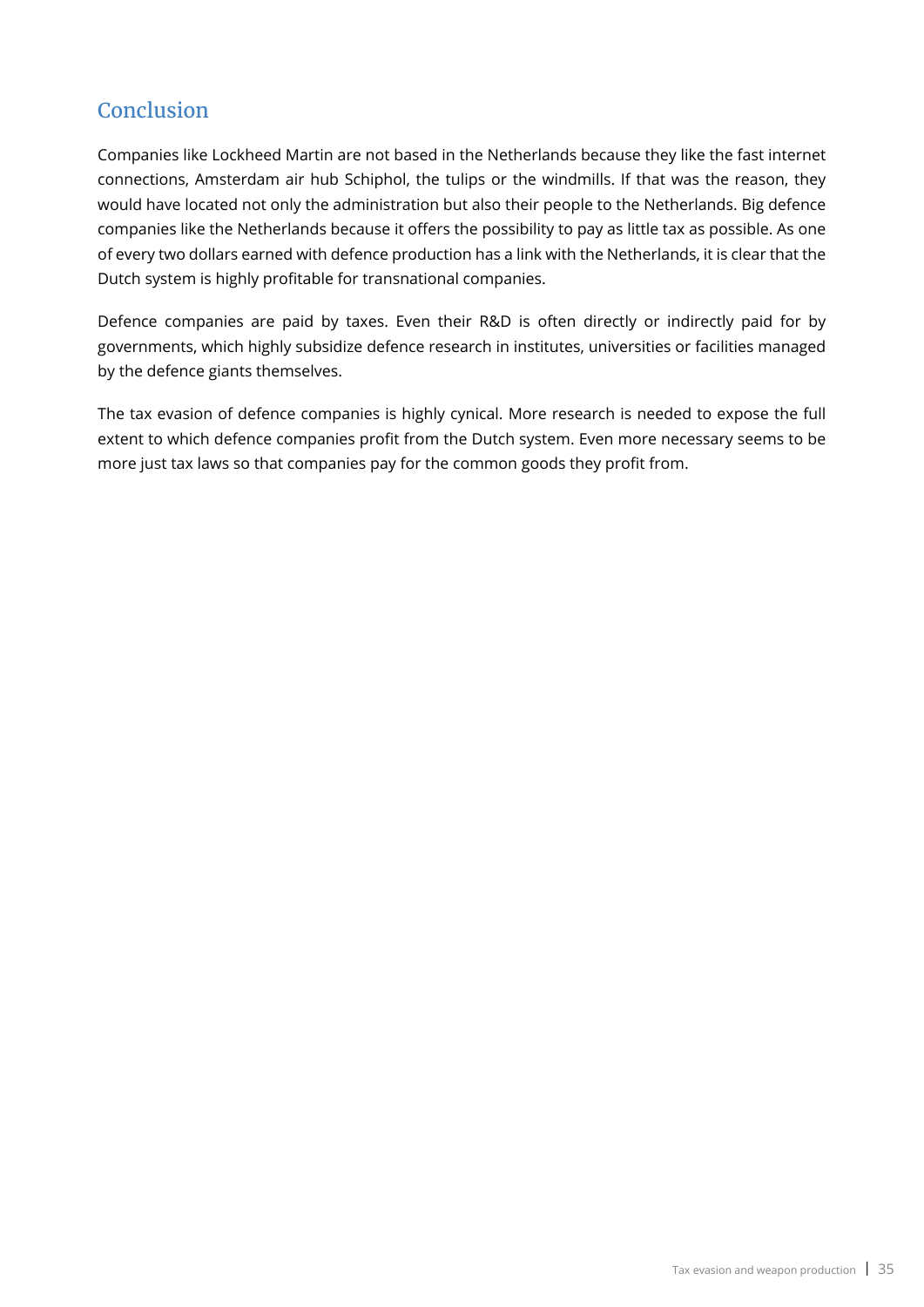## Conclusion

Companies like Lockheed Martin are not based in the Netherlands because they like the fast internet connections, Amsterdam air hub Schiphol, the tulips or the windmills. If that was the reason, they would have located not only the administration but also their people to the Netherlands. Big defence companies like the Netherlands because it offers the possibility to pay as little tax as possible. As one of every two dollars earned with defence production has a link with the Netherlands, it is clear that the Dutch system is highly profitable for transnational companies.

Defence companies are paid by taxes. Even their R&D is often directly or indirectly paid for by governments, which highly subsidize defence research in institutes, universities or facilities managed by the defence giants themselves.

The tax evasion of defence companies is highly cynical. More research is needed to expose the full extent to which defence companies profit from the Dutch system. Even more necessary seems to be more just tax laws so that companies pay for the common goods they profit from.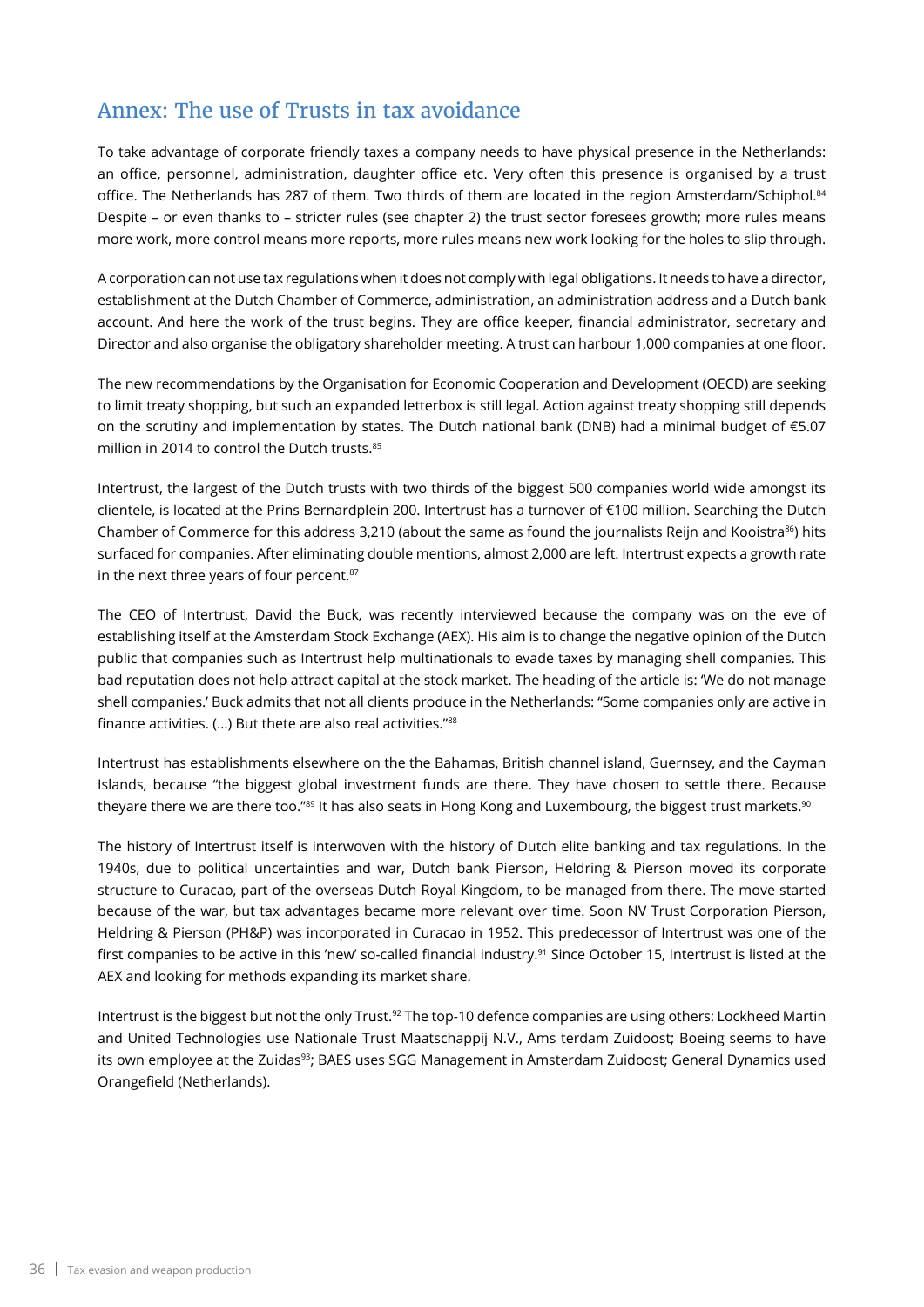## Annex: The use of Trusts in tax avoidance

To take advantage of corporate friendly taxes a company needs to have physical presence in the Netherlands: an office, personnel, administration, daughter office etc. Very often this presence is organised by a trust office. The Netherlands has 287 of them. Two thirds of them are located in the region Amsterdam/Schiphol.[84] Despite – or even thanks to – stricter rules (see chapter 2) the trust sector foresees growth; more rules means more work, more control means more reports, more rules means new work looking for the holes to slip through.

A corporation can not use tax regulations when it does not comply with legal obligations. It needs to have a director, establishment at the Dutch Chamber of Commerce, administration, an administration address and a Dutch bank account. And here the work of the trust begins. They are office keeper, financial administrator, secretary and Director and also organise the obligatory shareholder meeting. A trust can harbour 1,000 companies at one floor.

The new recommendations by the Organisation for Economic Cooperation and Development (OECD) are seeking to limit treaty shopping, but such an expanded letterbox is still legal. Action against treaty shopping still depends on the scrutiny and implementation by states. The Dutch national bank (DNB) had a minimal budget of €5.07 million in 2014 to control the Dutch trusts.[85]

Intertrust, the largest of the Dutch trusts with two thirds of the biggest 500 companies world wide amongst its clientele, is located at the Prins Bernardplein 200. Intertrust has a turnover of €100 million. Searching the Dutch Chamber of Commerce for this address 3,210 (about the same as found the journalists Reijn and Kooistra[86]) hits surfaced for companies. After eliminating double mentions, almost 2,000 are left. Intertrust expects a growth rate in the next three years of four percent.[87]

The CEO of Intertrust, David the Buck, was recently interviewed because the company was on the eve of establishing itself at the Amsterdam Stock Exchange (AEX). His aim is to change the negative opinion of the Dutch public that companies such as Intertrust help multinationals to evade taxes by managing shell companies. This bad reputation does not help attract capital at the stock market. The heading of the article is: 'We do not manage shell companies.' Buck admits that not all clients produce in the Netherlands: "Some companies only are active in finance activities. (...) But thete are also real activities."[88]

Intertrust has establishments elsewhere on the the Bahamas, British channel island, Guernsey, and the Cayman Islands, because "the biggest global investment funds are there. They have chosen to settle there. Because theyare there we are there too."[89] It has also seats in Hong Kong and Luxembourg, the biggest trust markets.[90]

The history of Intertrust itself is interwoven with the history of Dutch elite banking and tax regulations. In the 1940s, due to political uncertainties and war, Dutch bank Pierson, Heldring & Pierson moved its corporate structure to Curacao, part of the overseas Dutch Royal Kingdom, to be managed from there. The move started because of the war, but tax advantages became more relevant over time. Soon NV Trust Corporation Pierson, Heldring & Pierson (PH&P) was incorporated in Curacao in 1952. This predecessor of Intertrust was one of the first companies to be active in this 'new' so-called financial industry.[91] Since October 15, Intertrust is listed at the AEX and looking for methods expanding its market share.

Intertrust is the biggest but not the only Trust.[92] The top-10 defence companies are using others: Lockheed Martin and United Technologies use Nationale Trust Maatschappij N.V., Ams terdam Zuidoost; Boeing seems to have its own employee at the Zuidas[93]; BAES uses SGG Management in Amsterdam Zuidoost; General Dynamics used Orangefield (Netherlands).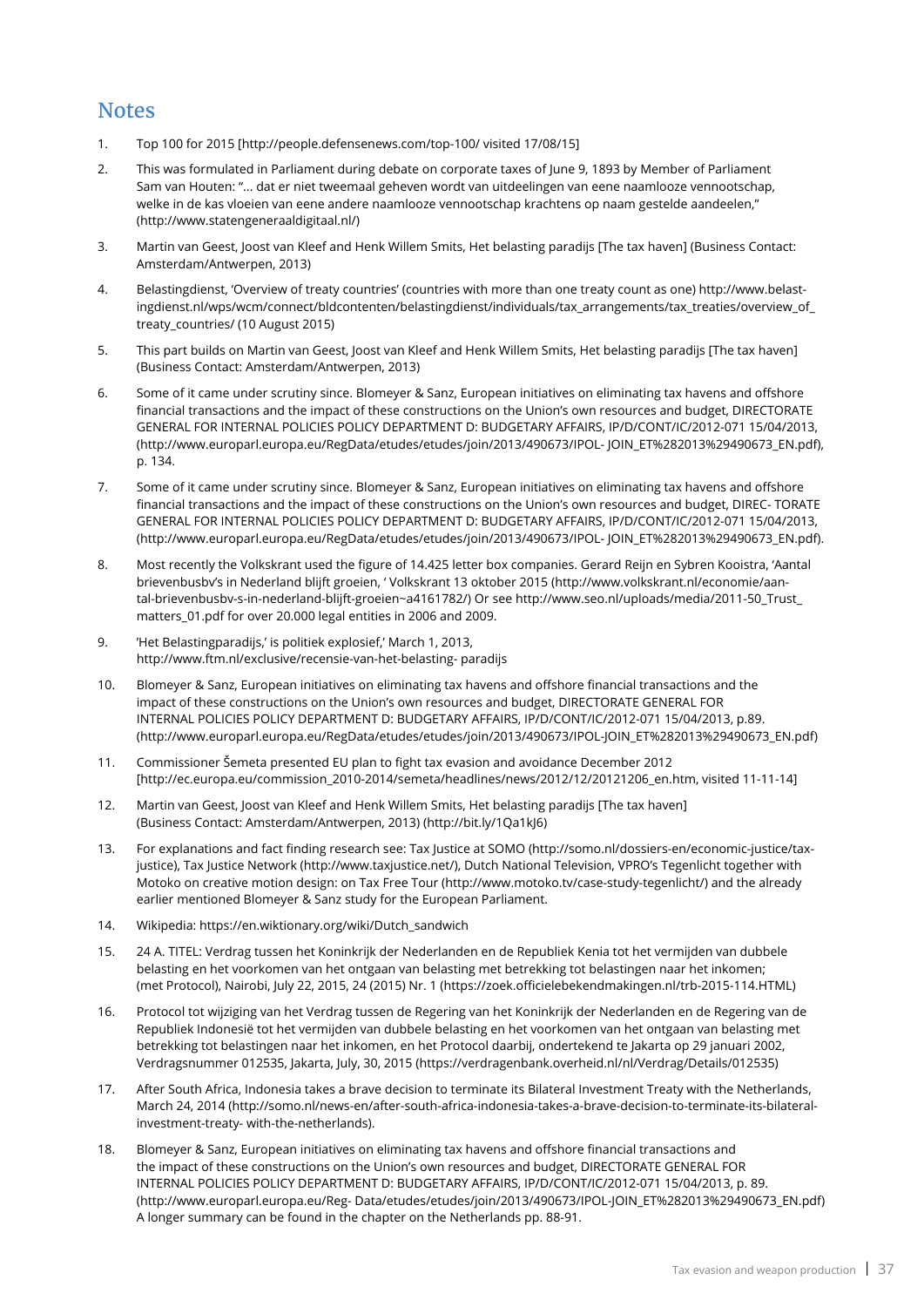## Notes

1. Top 100 for 2015 [http://people.defensenews.com/top-100/ visited 17/08/15]
2. This was formulated in Parliament during debate on corporate taxes of June 9, 1893 by Member of Parliament Sam van Houten: "... dat er niet tweemaal geheven wordt van uitdeelingen van eene naamlooze vennootschap, welke in de kas vloeien van eene andere naamlooze vennootschap krachtens op naam gestelde aandeelen," (http://www.statengeneraaldigitaal.nl/)
3. Martin van Geest, Joost van Kleef and Henk Willem Smits, Het belasting paradijs [The tax haven] (Business Contact: Amsterdam/Antwerpen, 2013)
4. Belastingdienst, 'Overview of treaty countries' (countries with more than one treaty count as one) http://www.belastingdienst.nl/wps/wcm/connect/bldcontenten/belastingdienst/individuals/tax_arrangements/tax_treaties/overview_of_treaty_countries/ (10 August 2015)
5. This part builds on Martin van Geest, Joost van Kleef and Henk Willem Smits, Het belasting paradijs [The tax haven] (Business Contact: Amsterdam/Antwerpen, 2013)
6. Some of it came under scrutiny since. Blomeyer & Sanz, European initiatives on eliminating tax havens and offshore financial transactions and the impact of these constructions on the Union's own resources and budget, DIRECTORATE GENERAL FOR INTERNAL POLICIES POLICY DEPARTMENT D: BUDGETARY AFFAIRS, IP/D/CONT/IC/2012-071 15/04/2013, (http://www.europarl.europa.eu/RegData/etudes/etudes/join/2013/490673/IPOL- JOIN_ET%282013%29490673_EN.pdf), p. 134.
7. Some of it came under scrutiny since. Blomeyer & Sanz, European initiatives on eliminating tax havens and offshore financial transactions and the impact of these constructions on the Union's own resources and budget, DIREC- TORATE GENERAL FOR INTERNAL POLICIES POLICY DEPARTMENT D: BUDGETARY AFFAIRS, IP/D/CONT/IC/2012-071 15/04/2013, (http://www.europarl.europa.eu/RegData/etudes/etudes/join/2013/490673/IPOL- JOIN_ET%282013%29490673_EN.pdf).
8. Most recently the Volkskrant used the figure of 14.425 letter box companies. Gerard Reijn en Sybren Kooistra, 'Aantal brievenbusbv's in Nederland blijft groeien, ' Volkskrant 13 oktober 2015 (http://www.volkskrant.nl/economie/aantal-brievenbusbv-s-in-nederland-blijft-groeien~a4161782/) Or see http://www.seo.nl/uploads/media/2011-50_Trust_matters_01.pdf for over 20.000 legal entities in 2006 and 2009.
9. 'Het Belastingparadijs,' is politiek explosief,' March 1, 2013, http://www.ftm.nl/exclusive/recensie-van-het-belasting- paradijs
10. Blomeyer & Sanz, European initiatives on eliminating tax havens and offshore financial transactions and the impact of these constructions on the Union's own resources and budget, DIRECTORATE GENERAL FOR INTERNAL POLICIES POLICY DEPARTMENT D: BUDGETARY AFFAIRS, IP/D/CONT/IC/2012-071 15/04/2013, p.89. (http://www.europarl.europa.eu/RegData/etudes/etudes/join/2013/490673/IPOL-JOIN_ET%282013%29490673_EN.pdf)
11. Commissioner Šemeta presented EU plan to fight tax evasion and avoidance December 2012 [http://ec.europa.eu/commission_2010-2014/semeta/headlines/news/2012/12/20121206_en.htm, visited 11-11-14]
12. Martin van Geest, Joost van Kleef and Henk Willem Smits, Het belasting paradijs [The tax haven] (Business Contact: Amsterdam/Antwerpen, 2013) (http://bit.ly/1Qa1kJ6)
13. For explanations and fact finding research see: Tax Justice at SOMO (http://somo.nl/dossiers-en/economic-justice/tax-justice), Tax Justice Network (http://www.taxjustice.net/), Dutch National Television, VPRO's Tegenlicht together with Motoko on creative motion design: on Tax Free Tour (http://www.motoko.tv/case-study-tegenlicht/) and the already earlier mentioned Blomeyer & Sanz study for the European Parliament.
14. Wikipedia: https://en.wiktionary.org/wiki/Dutch_sandwich
15. 24 A. TITEL: Verdrag tussen het Koninkrijk der Nederlanden en de Republiek Kenia tot het vermijden van dubbele belasting en het voorkomen van het ontgaan van belasting met betrekking tot belastingen naar het inkomen; (met Protocol), Nairobi, July 22, 2015, 24 (2015) Nr. 1 (https://zoek.officielebekendmakingen.nl/trb-2015-114.HTML)
16. Protocol tot wijziging van het Verdrag tussen de Regering van het Koninkrijk der Nederlanden en de Regering van de Republiek Indonesië tot het vermijden van dubbele belasting en het voorkomen van het ontgaan van belasting met betrekking tot belastingen naar het inkomen, en het Protocol daarbij, ondertekend te Jakarta op 29 januari 2002, Verdragsnummer 012535, Jakarta, July, 30, 2015 (https://verdragenbank.overheid.nl/nl/Verdrag/Details/012535)
17. After South Africa, Indonesia takes a brave decision to terminate its Bilateral Investment Treaty with the Netherlands, March 24, 2014 (http://somo.nl/news-en/after-south-africa-indonesia-takes-a-brave-decision-to-terminate-its-bilateral-investment-treaty- with-the-netherlands).
18. Blomeyer & Sanz, European initiatives on eliminating tax havens and offshore financial transactions and the impact of these constructions on the Union's own resources and budget, DIRECTORATE GENERAL FOR INTERNAL POLICIES POLICY DEPARTMENT D: BUDGETARY AFFAIRS, IP/D/CONT/IC/2012-071 15/04/2013, p. 89. (http://www.europarl.europa.eu/Reg- Data/etudes/etudes/join/2013/490673/IPOL-JOIN_ET%282013%29490673_EN.pdf) A longer summary can be found in the chapter on the Netherlands pp. 88-91.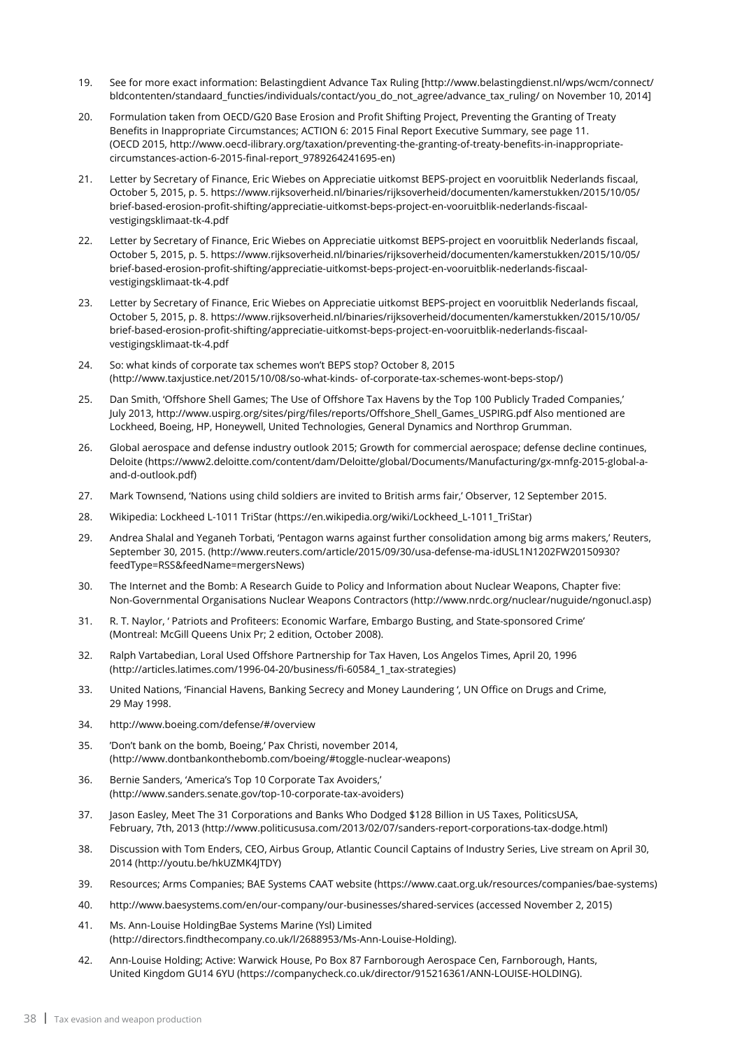19. See for more exact information: Belastingdient Advance Tax Ruling [http://www.belastingdienst.nl/wps/wcm/connect/bldcontenten/standaard_functies/individuals/contact/you_do_not_agree/advance_tax_ruling/ on November 10, 2014]

20. Formulation taken from OECD/G20 Base Erosion and Profit Shifting Project, Preventing the Granting of Treaty Benefits in Inappropriate Circumstances; ACTION 6: 2015 Final Report Executive Summary, see page 11. (OECD 2015, http://www.oecd-ilibrary.org/taxation/preventing-the-granting-of-treaty-benefits-in-inappropriate-circumstances-action-6-2015-final-report_9789264241695-en)

21. Letter by Secretary of Finance, Eric Wiebes on Appreciatie uitkomst BEPS-project en vooruitblik Nederlands fiscaal, October 5, 2015, p. 5. https://www.rijksoverheid.nl/binaries/rijksoverheid/documenten/kamerstukken/2015/10/05/brief-based-erosion-profit-shifting/appreciatie-uitkomst-beps-project-en-vooruitblik-nederlands-fiscaal-vestigingsklimaat-tk-4.pdf

22. Letter by Secretary of Finance, Eric Wiebes on Appreciatie uitkomst BEPS-project en vooruitblik Nederlands fiscaal, October 5, 2015, p. 5. https://www.rijksoverheid.nl/binaries/rijksoverheid/documenten/kamerstukken/2015/10/05/brief-based-erosion-profit-shifting/appreciatie-uitkomst-beps-project-en-vooruitblik-nederlands-fiscaal-vestigingsklimaat-tk-4.pdf

23. Letter by Secretary of Finance, Eric Wiebes on Appreciatie uitkomst BEPS-project en vooruitblik Nederlands fiscaal, October 5, 2015, p. 8. https://www.rijksoverheid.nl/binaries/rijksoverheid/documenten/kamerstukken/2015/10/05/brief-based-erosion-profit-shifting/appreciatie-uitkomst-beps-project-en-vooruitblik-nederlands-fiscaal-vestigingsklimaat-tk-4.pdf

24. So: what kinds of corporate tax schemes won't BEPS stop? October 8, 2015 (http://www.taxjustice.net/2015/10/08/so-what-kinds- of-corporate-tax-schemes-wont-beps-stop/)

25. Dan Smith, 'Offshore Shell Games; The Use of Offshore Tax Havens by the Top 100 Publicly Traded Companies,' July 2013, http://www.uspirg.org/sites/pirg/files/reports/Offshore_Shell_Games_USPIRG.pdf Also mentioned are Lockheed, Boeing, HP, Honeywell, United Technologies, General Dynamics and Northrop Grumman.

26. Global aerospace and defense industry outlook 2015; Growth for commercial aerospace; defense decline continues, Deloite (https://www2.deloitte.com/content/dam/Deloitte/global/Documents/Manufacturing/gx-mnfg-2015-global-a-and-d-outlook.pdf)

27. Mark Townsend, 'Nations using child soldiers are invited to British arms fair,' Observer, 12 September 2015.

28. Wikipedia: Lockheed L-1011 TriStar (https://en.wikipedia.org/wiki/Lockheed_L-1011_TriStar)

29. Andrea Shalal and Yeganeh Torbati, 'Pentagon warns against further consolidation among big arms makers,' Reuters, September 30, 2015. (http://www.reuters.com/article/2015/09/30/usa-defense-ma-idUSL1N1202FW20150930?feedType=RSS&feedName=mergersNews)

30. The Internet and the Bomb: A Research Guide to Policy and Information about Nuclear Weapons, Chapter five: Non-Governmental Organisations Nuclear Weapons Contractors (http://www.nrdc.org/nuclear/nuguide/ngonucl.asp)

31. R. T. Naylor, ' Patriots and Profiteers: Economic Warfare, Embargo Busting, and State-sponsored Crime' (Montreal: McGill Queens Unix Pr; 2 edition, October 2008).

32. Ralph Vartabedian, Loral Used Offshore Partnership for Tax Haven, Los Angelos Times, April 20, 1996 (http://articles.latimes.com/1996-04-20/business/fi-60584_1_tax-strategies)

33. United Nations, 'Financial Havens, Banking Secrecy and Money Laundering ', UN Office on Drugs and Crime, 29 May 1998.

34. http://www.boeing.com/defense/#/overview

35. 'Don't bank on the bomb, Boeing,' Pax Christi, november 2014, (http://www.dontbankonthebomb.com/boeing/#toggle-nuclear-weapons)

36. Bernie Sanders, 'America's Top 10 Corporate Tax Avoiders,' (http://www.sanders.senate.gov/top-10-corporate-tax-avoiders)

37. Jason Easley, Meet The 31 Corporations and Banks Who Dodged $128 Billion in US Taxes, PoliticsUSA, February, 7th, 2013 (http://www.politicususa.com/2013/02/07/sanders-report-corporations-tax-dodge.html)

38. Discussion with Tom Enders, CEO, Airbus Group, Atlantic Council Captains of Industry Series, Live stream on April 30, 2014 (http://youtu.be/hkUZMK4JTDY)

39. Resources; Arms Companies; BAE Systems CAAT website (https://www.caat.org.uk/resources/companies/bae-systems)

40. http://www.baesystems.com/en/our-company/our-businesses/shared-services (accessed November 2, 2015)

41. Ms. Ann-Louise HoldingBae Systems Marine (Ysl) Limited (http://directors.findthecompany.co.uk/l/2688953/Ms-Ann-Louise-Holding).

42. Ann-Louise Holding; Active: Warwick House, Po Box 87 Farnborough Aerospace Cen, Farnborough, Hants, United Kingdom GU14 6YU (https://companycheck.co.uk/director/915216361/ANN-LOUISE-HOLDING).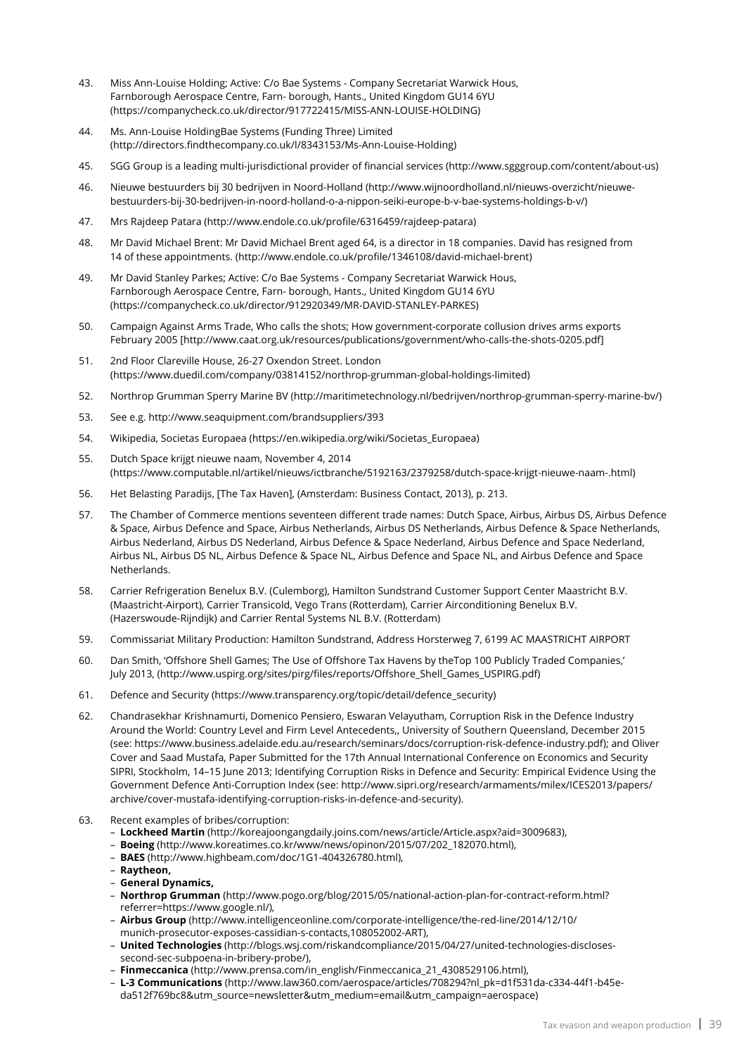43. Miss Ann-Louise Holding; Active: C/o Bae Systems - Company Secretariat Warwick Hous, Farnborough Aerospace Centre, Farn- borough, Hants., United Kingdom GU14 6YU (https://companycheck.co.uk/director/917722415/MISS-ANN-LOUISE-HOLDING)

44. Ms. Ann-Louise HoldingBae Systems (Funding Three) Limited (http://directors.findthecompany.co.uk/l/8343153/Ms-Ann-Louise-Holding)

45. SGG Group is a leading multi-jurisdictional provider of financial services (http://www.sgggroup.com/content/about-us)

46. Nieuwe bestuurders bij 30 bedrijven in Noord-Holland (http://www.wijnoordholland.nl/nieuws-overzicht/nieuwe-bestuurders-bij-30-bedrijven-in-noord-holland-o-a-nippon-seiki-europe-b-v-bae-systems-holdings-b-v/)

47. Mrs Rajdeep Patara (http://www.endole.co.uk/profile/6316459/rajdeep-patara)

48. Mr David Michael Brent: Mr David Michael Brent aged 64, is a director in 18 companies. David has resigned from 14 of these appointments. (http://www.endole.co.uk/profile/1346108/david-michael-brent)

49. Mr David Stanley Parkes; Active: C/o Bae Systems - Company Secretariat Warwick Hous, Farnborough Aerospace Centre, Farn- borough, Hants., United Kingdom GU14 6YU (https://companycheck.co.uk/director/912920349/MR-DAVID-STANLEY-PARKES)

50. Campaign Against Arms Trade, Who calls the shots; How government-corporate collusion drives arms exports February 2005 [http://www.caat.org.uk/resources/publications/government/who-calls-the-shots-0205.pdf]

51. 2nd Floor Clareville House, 26-27 Oxendon Street. London (https://www.duedil.com/company/03814152/northrop-grumman-global-holdings-limited)

52. Northrop Grumman Sperry Marine BV (http://maritimetechnology.nl/bedrijven/northrop-grumman-sperry-marine-bv/)

53. See e.g. http://www.seaquipment.com/brandsuppliers/393

54. Wikipedia, Societas Europaea (https://en.wikipedia.org/wiki/Societas_Europaea)

55. Dutch Space krijgt nieuwe naam, November 4, 2014 (https://www.computable.nl/artikel/nieuws/ictbranche/5192163/2379258/dutch-space-krijgt-nieuwe-naam-.html)

56. Het Belasting Paradijs, [The Tax Haven], (Amsterdam: Business Contact, 2013), p. 213.

57. The Chamber of Commerce mentions seventeen different trade names: Dutch Space, Airbus, Airbus DS, Airbus Defence & Space, Airbus Defence and Space, Airbus Netherlands, Airbus DS Netherlands, Airbus Defence & Space Netherlands, Airbus Nederland, Airbus DS Nederland, Airbus Defence & Space Nederland, Airbus Defence and Space Nederland, Airbus NL, Airbus DS NL, Airbus Defence & Space NL, Airbus Defence and Space NL, and Airbus Defence and Space Netherlands.

58. Carrier Refrigeration Benelux B.V. (Culemborg), Hamilton Sundstrand Customer Support Center Maastricht B.V. (Maastricht-Airport), Carrier Transicold, Vego Trans (Rotterdam), Carrier Airconditioning Benelux B.V. (Hazerswoude-Rijndijk) and Carrier Rental Systems NL B.V. (Rotterdam)

59. Commissariat Military Production: Hamilton Sundstrand, Address Horsterweg 7, 6199 AC MAASTRICHT AIRPORT

60. Dan Smith, 'Offshore Shell Games; The Use of Offshore Tax Havens by theTop 100 Publicly Traded Companies,' July 2013, (http://www.uspirg.org/sites/pirg/files/reports/Offshore_Shell_Games_USPIRG.pdf)

61. Defence and Security (https://www.transparency.org/topic/detail/defence_security)

62. Chandrasekhar Krishnamurti, Domenico Pensiero, Eswaran Velayutham, Corruption Risk in the Defence Industry Around the World: Country Level and Firm Level Antecedents,, University of Southern Queensland, December 2015 (see: https://www.business.adelaide.edu.au/research/seminars/docs/corruption-risk-defence-industry.pdf); and Oliver Cover and Saad Mustafa, Paper Submitted for the 17th Annual International Conference on Economics and Security SIPRI, Stockholm, 14–15 June 2013; Identifying Corruption Risks in Defence and Security: Empirical Evidence Using the Government Defence Anti-Corruption Index (see: http://www.sipri.org/research/armaments/milex/ICES2013/papers/archive/cover-mustafa-identifying-corruption-risks-in-defence-and-security).

63. Recent examples of bribes/corruption:
    - **Lockheed Martin** (http://koreajoongangdaily.joins.com/news/article/Article.aspx?aid=3009683),
    - **Boeing** (http://www.koreatimes.co.kr/www/news/opinon/2015/07/202_182070.html),
    - **BAES** (http://www.highbeam.com/doc/1G1-404326780.html),
    - **Raytheon,**
    - **General Dynamics,**
    - **Northrop Grumman** (http://www.pogo.org/blog/2015/05/national-action-plan-for-contract-reform.html?referrer=https://www.google.nl/),
    - **Airbus Group** (http://www.intelligenceonline.com/corporate-intelligence/the-red-line/2014/12/10/munich-prosecutor-exposes-cassidian-s-contacts,108052002-ART),
    - **United Technologies** (http://blogs.wsj.com/riskandcompliance/2015/04/27/united-technologies-discloses-second-sec-subpoena-in-bribery-probe/),
    - **Finmeccanica** (http://www.prensa.com/in_english/Finmeccanica_21_4308529106.html),
    - **L-3 Communications** (http://www.law360.com/aerospace/articles/708294?nl_pk=d1f531da-c334-44f1-b45e-da512f769bc8&utm_source=newsletter&utm_medium=email&utm_campaign=aerospace)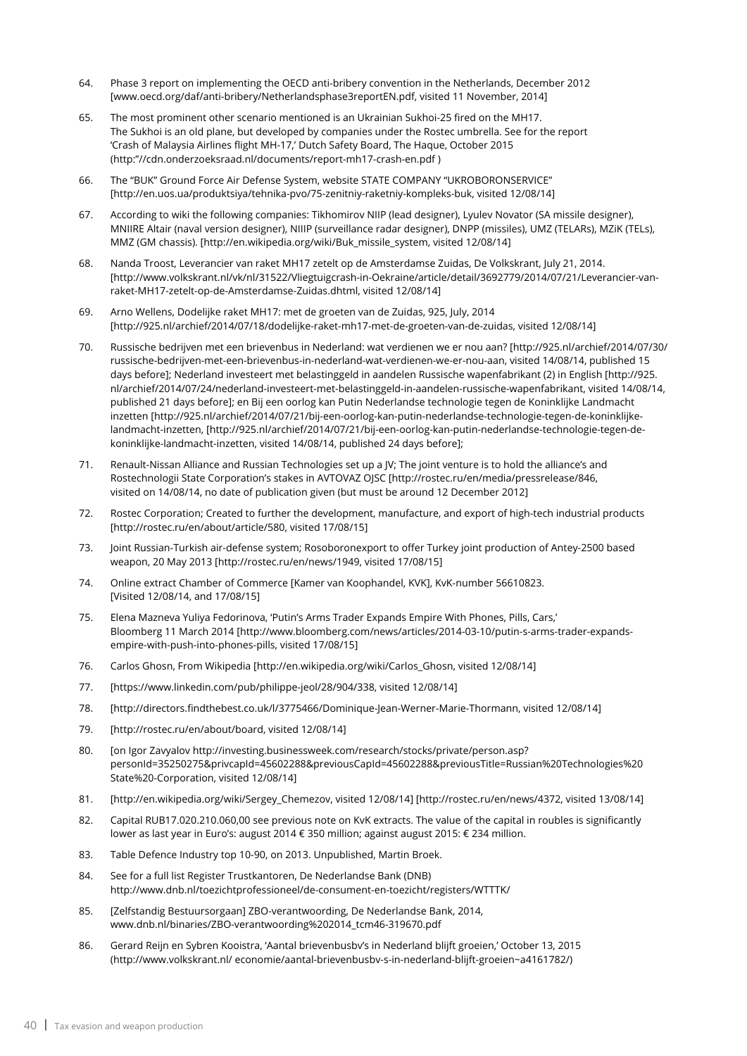64. Phase 3 report on implementing the OECD anti-bribery convention in the Netherlands, December 2012 [www.oecd.org/daf/anti-bribery/Netherlandsphase3reportEN.pdf, visited 11 November, 2014]

65. The most prominent other scenario mentioned is an Ukrainian Sukhoi-25 fired on the MH17. The Sukhoi is an old plane, but developed by companies under the Rostec umbrella. See for the report 'Crash of Malaysia Airlines flight MH-17,' Dutch Safety Board, The Haque, October 2015 (http:"//cdn.onderzoeksraad.nl/documents/report-mh17-crash-en.pdf )

66. The "BUK" Ground Force Air Defense System, website STATE COMPANY "UKROBORONSERVICE" [http://en.uos.ua/produktsiya/tehnika-pvo/75-zenitniy-raketniy-kompleks-buk, visited 12/08/14]

67. According to wiki the following companies: Tikhomirov NIIP (lead designer), Lyulev Novator (SA missile designer), MNIIRE Altair (naval version designer), NIIIP (surveillance radar designer), DNPP (missiles), UMZ (TELARs), MZiK (TELs), MMZ (GM chassis). [http://en.wikipedia.org/wiki/Buk_missile_system, visited 12/08/14]

68. Nanda Troost, Leverancier van raket MH17 zetelt op de Amsterdamse Zuidas, De Volkskrant, July 21, 2014. [http://www.volkskrant.nl/vk/nl/31522/Vliegtuigcrash-in-Oekraine/article/detail/3692779/2014/07/21/Leverancier-van-raket-MH17-zetelt-op-de-Amsterdamse-Zuidas.dhtml, visited 12/08/14]

69. Arno Wellens, Dodelijke raket MH17: met de groeten van de Zuidas, 925, July, 2014 [http://925.nl/archief/2014/07/18/dodelijke-raket-mh17-met-de-groeten-van-de-zuidas, visited 12/08/14]

70. Russische bedrijven met een brievenbus in Nederland: wat verdienen we er nou aan? [http://925.nl/archief/2014/07/30/russische-bedrijven-met-een-brievenbus-in-nederland-wat-verdienen-we-er-nou-aan, visited 14/08/14, published 15 days before]; Nederland investeert met belastinggeld in aandelen Russische wapenfabrikant (2) in English [http://925.nl/archief/2014/07/24/nederland-investeert-met-belastinggeld-in-aandelen-russische-wapenfabrikant, visited 14/08/14, published 21 days before]; en Bij een oorlog kan Putin Nederlandse technologie tegen de Koninklijke Landmacht inzetten [http://925.nl/archief/2014/07/21/bij-een-oorlog-kan-putin-nederlandse-technologie-tegen-de-koninklijke-landmacht-inzetten, [http://925.nl/archief/2014/07/21/bij-een-oorlog-kan-putin-nederlandse-technologie-tegen-de-koninklijke-landmacht-inzetten, visited 14/08/14, published 24 days before];

71. Renault-Nissan Alliance and Russian Technologies set up a JV; The joint venture is to hold the alliance's and Rostechnologii State Corporation's stakes in AVTOVAZ OJSC [http://rostec.ru/en/media/pressrelease/846, visited on 14/08/14, no date of publication given (but must be around 12 December 2012]

72. Rostec Corporation; Created to further the development, manufacture, and export of high-tech industrial products [http://rostec.ru/en/about/article/580, visited 17/08/15]

73. Joint Russian-Turkish air-defense system; Rosoboronexport to offer Turkey joint production of Antey-2500 based weapon, 20 May 2013 [http://rostec.ru/en/news/1949, visited 17/08/15]

74. Online extract Chamber of Commerce [Kamer van Koophandel, KVK], KvK-number 56610823. [Visited 12/08/14, and 17/08/15]

75. Elena Mazneva Yuliya Fedorinova, 'Putin's Arms Trader Expands Empire With Phones, Pills, Cars,' Bloomberg 11 March 2014 [http://www.bloomberg.com/news/articles/2014-03-10/putin-s-arms-trader-expands-empire-with-push-into-phones-pills, visited 17/08/15]

76. Carlos Ghosn, From Wikipedia [http://en.wikipedia.org/wiki/Carlos_Ghosn, visited 12/08/14]

77. [https://www.linkedin.com/pub/philippe-jeol/28/904/338, visited 12/08/14]

78. [http://directors.findthebest.co.uk/l/3775466/Dominique-Jean-Werner-Marie-Thormann, visited 12/08/14]

79. [http://rostec.ru/en/about/board, visited 12/08/14]

80. [on Igor Zavyalov http://investing.businessweek.com/research/stocks/private/person.asp?personId=35250275&privcapId=45602288&previousCapId=45602288&previousTitle=Russian%20Technologies%20State%20Corporation, visited 12/08/14]

81. [http://en.wikipedia.org/wiki/Sergey_Chemezov, visited 12/08/14] [http://rostec.ru/en/news/4372, visited 13/08/14]

82. Capital RUB17.020.210.060,00 see previous note on KvK extracts. The value of the capital in roubles is significantly lower as last year in Euro's: august 2014 € 350 million; against august 2015: € 234 million.

83. Table Defence Industry top 10-90, on 2013. Unpublished, Martin Broek.

84. See for a full list Register Trustkantoren, De Nederlandse Bank (DNB) http://www.dnb.nl/toezichtprofessioneel/de-consument-en-toezicht/registers/WTTTK/

85. [Zelfstandig Bestuursorgaan] ZBO-verantwoording, De Nederlandse Bank, 2014, www.dnb.nl/binaries/ZBO-verantwoording%202014_tcm46-319670.pdf

86. Gerard Reijn en Sybren Kooistra, 'Aantal brievenbusbv's in Nederland blijft groeien,' October 13, 2015 (http://www.volkskrant.nl/ economie/aantal-brievenbusbv-s-in-nederland-blijft-groeien~a4161782/)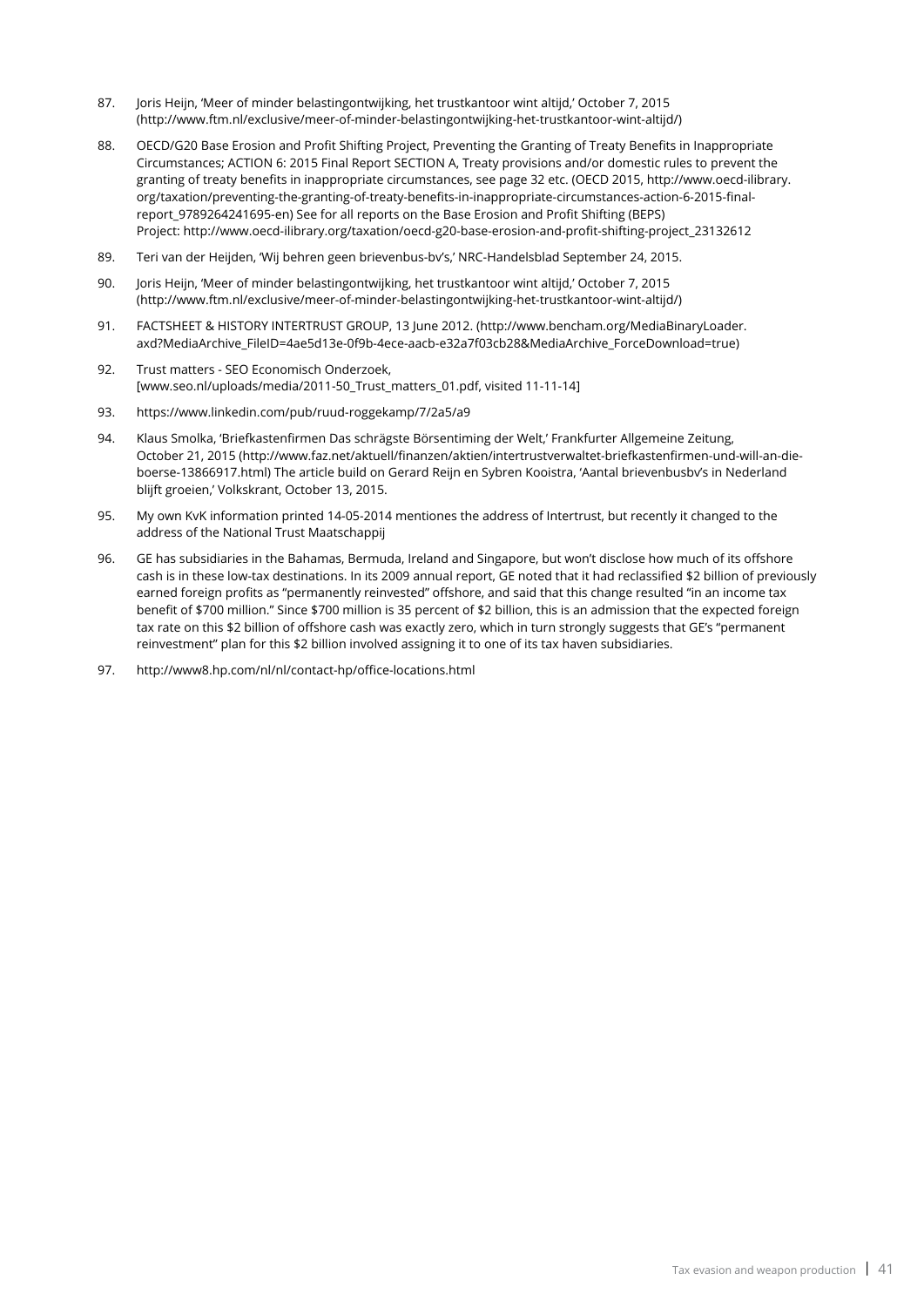87. Joris Heijn, 'Meer of minder belastingontwijking, het trustkantoor wint altijd,' October 7, 2015 (http://www.ftm.nl/exclusive/meer-of-minder-belastingontwijking-het-trustkantoor-wint-altijd/)

88. OECD/G20 Base Erosion and Profit Shifting Project, Preventing the Granting of Treaty Benefits in Inappropriate Circumstances; ACTION 6: 2015 Final Report SECTION A, Treaty provisions and/or domestic rules to prevent the granting of treaty benefits in inappropriate circumstances, see page 32 etc. (OECD 2015, http://www.oecd-ilibrary.org/taxation/preventing-the-granting-of-treaty-benefits-in-inappropriate-circumstances-action-6-2015-final-report_9789264241695-en) See for all reports on the Base Erosion and Profit Shifting (BEPS) Project: http://www.oecd-ilibrary.org/taxation/oecd-g20-base-erosion-and-profit-shifting-project_23132612

89. Teri van der Heijden, 'Wij behren geen brievenbus-bv's,' NRC-Handelsblad September 24, 2015.

90. Joris Heijn, 'Meer of minder belastingontwijking, het trustkantoor wint altijd,' October 7, 2015 (http://www.ftm.nl/exclusive/meer-of-minder-belastingontwijking-het-trustkantoor-wint-altijd/)

91. FACTSHEET & HISTORY INTERTRUST GROUP, 13 June 2012. (http://www.bencham.org/MediaBinaryLoader.axd?MediaArchive_FileID=4ae5d13e-0f9b-4ece-aacb-e32a7f03cb28&MediaArchive_ForceDownload=true)

92. Trust matters - SEO Economisch Onderzoek, [www.seo.nl/uploads/media/2011-50_Trust_matters_01.pdf, visited 11-11-14]

93. https://www.linkedin.com/pub/ruud-roggekamp/7/2a5/a9

94. Klaus Smolka, 'Briefkastenfirmen Das schrägste Börsentiming der Welt,' Frankfurter Allgemeine Zeitung, October 21, 2015 (http://www.faz.net/aktuell/finanzen/aktien/intertrustverwaltet-briefkastenfirmen-und-will-an-die-boerse-13866917.html) The article build on Gerard Reijn en Sybren Kooistra, 'Aantal brievenbusbv's in Nederland blijft groeien,' Volkskrant, October 13, 2015.

95. My own KvK information printed 14-05-2014 mentiones the address of Intertrust, but recently it changed to the address of the National Trust Maatschappij

96. GE has subsidiaries in the Bahamas, Bermuda, Ireland and Singapore, but won't disclose how much of its offshore cash is in these low-tax destinations. In its 2009 annual report, GE noted that it had reclassified \$2 billion of previously earned foreign profits as "permanently reinvested" offshore, and said that this change resulted "in an income tax benefit of \$700 million." Since \$700 million is 35 percent of \$2 billion, this is an admission that the expected foreign tax rate on this \$2 billion of offshore cash was exactly zero, which in turn strongly suggests that GE's "permanent reinvestment" plan for this \$2 billion involved assigning it to one of its tax haven subsidiaries.

97. http://www8.hp.com/nl/nl/contact-hp/office-locations.html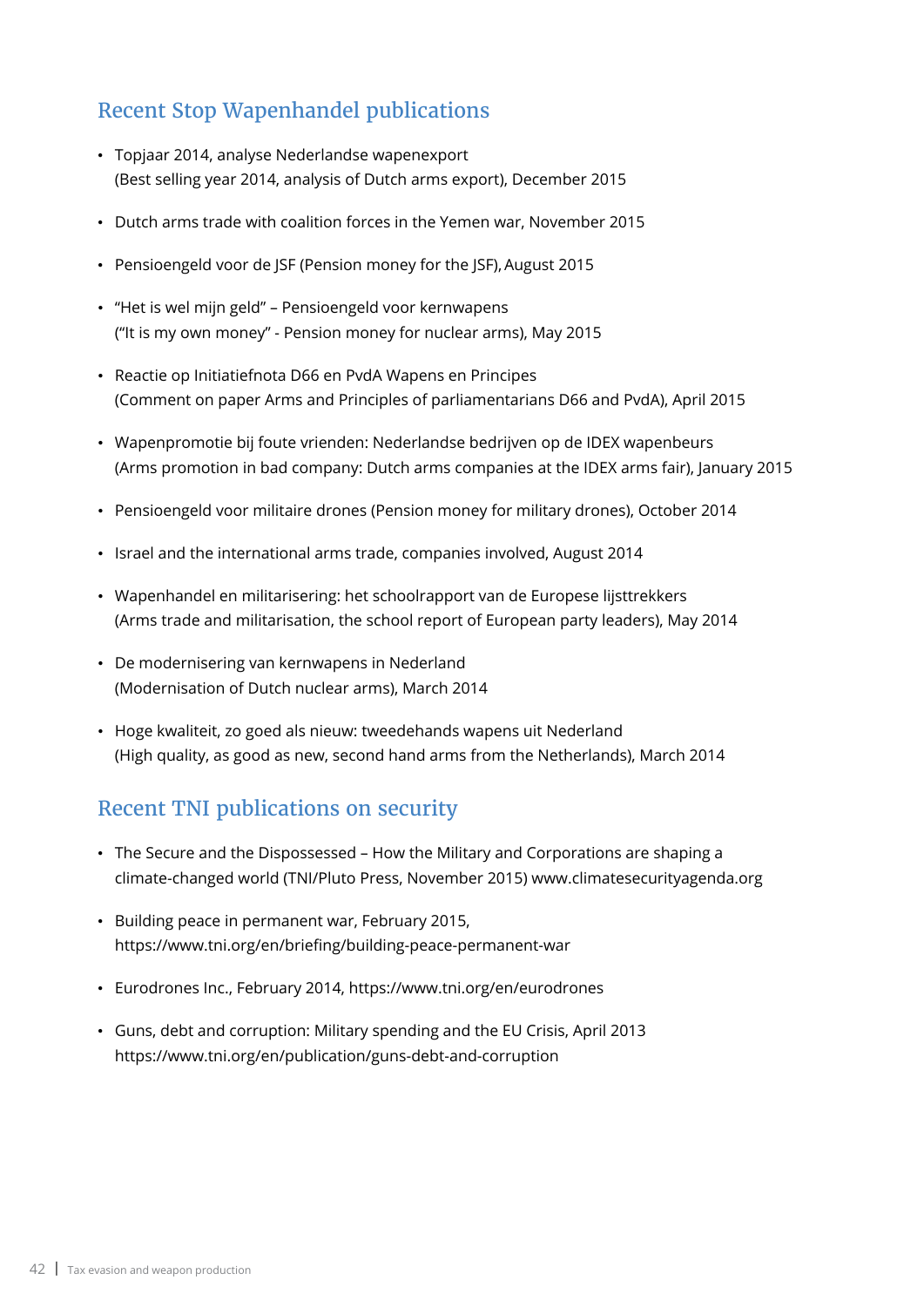## Recent Stop Wapenhandel publications

- Topjaar 2014, analyse Nederlandse wapenexport
  (Best selling year 2014, analysis of Dutch arms export), December 2015
- Dutch arms trade with coalition forces in the Yemen war, November 2015
- Pensioengeld voor de JSF (Pension money for the JSF), August 2015
- "Het is wel mijn geld" – Pensioengeld voor kernwapens
  ("It is my own money" - Pension money for nuclear arms), May 2015
- Reactie op Initiatiefnota D66 en PvdA Wapens en Principes
  (Comment on paper Arms and Principles of parliamentarians D66 and PvdA), April 2015
- Wapenpromotie bij foute vrienden: Nederlandse bedrijven op de IDEX wapenbeurs
  (Arms promotion in bad company: Dutch arms companies at the IDEX arms fair), January 2015
- Pensioengeld voor militaire drones (Pension money for military drones), October 2014
- Israel and the international arms trade, companies involved, August 2014
- Wapenhandel en militarisering: het schoolrapport van de Europese lijsttrekkers
  (Arms trade and militarisation, the school report of European party leaders), May 2014
- De modernisering van kernwapens in Nederland
  (Modernisation of Dutch nuclear arms), March 2014
- Hoge kwaliteit, zo goed als nieuw: tweedehands wapens uit Nederland
  (High quality, as good as new, second hand arms from the Netherlands), March 2014

## Recent TNI publications on security

- The Secure and the Dispossessed – How the Military and Corporations are shaping a climate-changed world (TNI/Pluto Press, November 2015) www.climatesecurityagenda.org
- Building peace in permanent war, February 2015, https://www.tni.org/en/briefing/building-peace-permanent-war
- Eurodrones Inc., February 2014, https://www.tni.org/en/eurodrones
- Guns, debt and corruption: Military spending and the EU Crisis, April 2013 https://www.tni.org/en/publication/guns-debt-and-corruption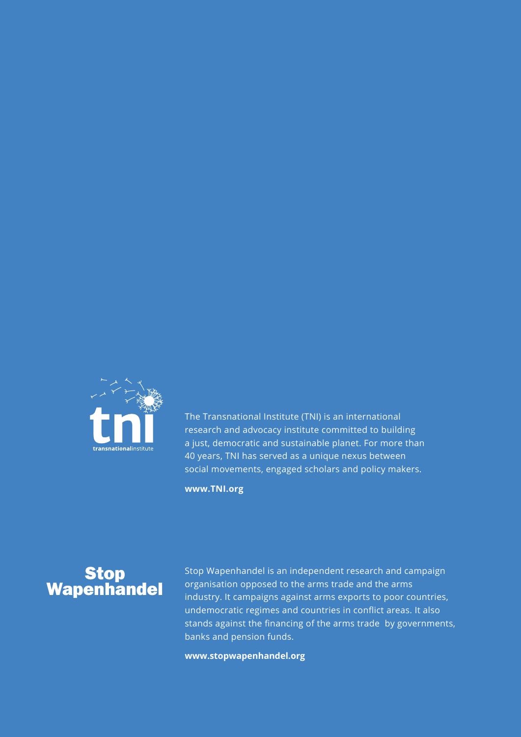tni

transnationalinstitute

The Transnational Institute (TNI) is an international research and advocacy institute committed to building a just, democratic and sustainable planet. For more than 40 years, TNI has served as a unique nexus between social movements, engaged scholars and policy makers.

**www.TNI.org**

**Stop Wapenhandel**

Stop Wapenhandel is an independent research and campaign organisation opposed to the arms trade and the arms industry. It campaigns against arms exports to poor countries, undemocratic regimes and countries in conflict areas. It also stands against the financing of the arms trade by governments, banks and pension funds.

**www.stopwapenhandel.org**